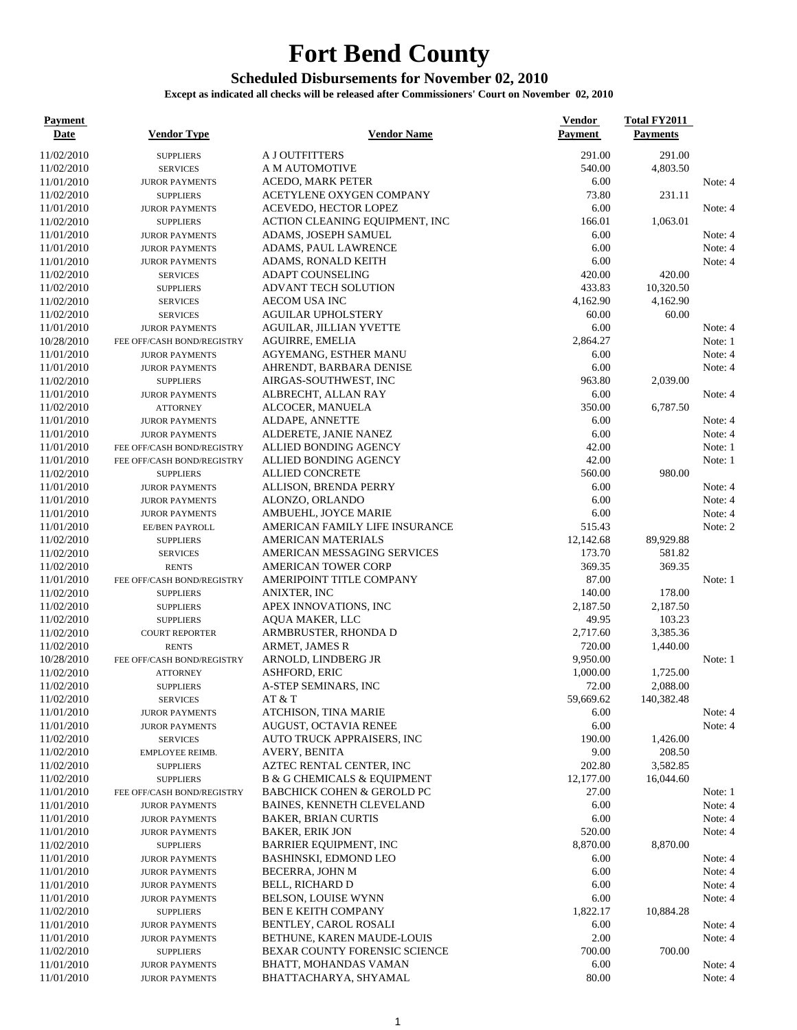# Fort Bend County

## Scheduled Disbursements for November 02, 2010

**Except as indicated all checks will be released after Commissioners' Court on November 02, 2010**

| Payment Date | Vendor Type | Vendor Name | Vendor Payment | Total FY2011 Payments | |
|---|---|---|---|---|---|
| 11/02/2010 | SUPPLIERS | A J OUTFITTERS | 291.00 | 291.00 | |
| 11/02/2010 | SERVICES | A M AUTOMOTIVE | 540.00 | 4,803.50 | |
| 11/01/2010 | JUROR PAYMENTS | ACEDO, MARK PETER | 6.00 | | Note: 4 |
| 11/02/2010 | SUPPLIERS | ACETYLENE OXYGEN COMPANY | 73.80 | 231.11 | |
| 11/01/2010 | JUROR PAYMENTS | ACEVEDO, HECTOR LOPEZ | 6.00 | | Note: 4 |
| 11/02/2010 | SUPPLIERS | ACTION CLEANING EQUIPMENT, INC | 166.01 | 1,063.01 | |
| 11/01/2010 | JUROR PAYMENTS | ADAMS, JOSEPH SAMUEL | 6.00 | | Note: 4 |
| 11/01/2010 | JUROR PAYMENTS | ADAMS, PAUL LAWRENCE | 6.00 | | Note: 4 |
| 11/01/2010 | JUROR PAYMENTS | ADAMS, RONALD KEITH | 6.00 | | Note: 4 |
| 11/02/2010 | SERVICES | ADAPT COUNSELING | 420.00 | 420.00 | |
| 11/02/2010 | SUPPLIERS | ADVANT TECH SOLUTION | 433.83 | 10,320.50 | |
| 11/02/2010 | SERVICES | AECOM USA INC | 4,162.90 | 4,162.90 | |
| 11/02/2010 | SERVICES | AGUILAR UPHOLSTERY | 60.00 | 60.00 | |
| 11/01/2010 | JUROR PAYMENTS | AGUILAR, JILLIAN YVETTE | 6.00 | | Note: 4 |
| 10/28/2010 | FEE OFF/CASH BOND/REGISTRY | AGUIRRE, EMELIA | 2,864.27 | | Note: 1 |
| 11/01/2010 | JUROR PAYMENTS | AGYEMANG, ESTHER MANU | 6.00 | | Note: 4 |
| 11/01/2010 | JUROR PAYMENTS | AHRENDT, BARBARA DENISE | 6.00 | | Note: 4 |
| 11/02/2010 | SUPPLIERS | AIRGAS-SOUTHWEST, INC | 963.80 | 2,039.00 | |
| 11/01/2010 | JUROR PAYMENTS | ALBRECHT, ALLAN RAY | 6.00 | | Note: 4 |
| 11/02/2010 | ATTORNEY | ALCOCER, MANUELA | 350.00 | 6,787.50 | |
| 11/01/2010 | JUROR PAYMENTS | ALDAPE, ANNETTE | 6.00 | | Note: 4 |
| 11/01/2010 | JUROR PAYMENTS | ALDERETE, JANIE NANEZ | 6.00 | | Note: 4 |
| 11/01/2010 | FEE OFF/CASH BOND/REGISTRY | ALLIED BONDING AGENCY | 42.00 | | Note: 1 |
| 11/01/2010 | FEE OFF/CASH BOND/REGISTRY | ALLIED BONDING AGENCY | 42.00 | | Note: 1 |
| 11/02/2010 | SUPPLIERS | ALLIED CONCRETE | 560.00 | 980.00 | |
| 11/01/2010 | JUROR PAYMENTS | ALLISON, BRENDA PERRY | 6.00 | | Note: 4 |
| 11/01/2010 | JUROR PAYMENTS | ALONZO, ORLANDO | 6.00 | | Note: 4 |
| 11/01/2010 | JUROR PAYMENTS | AMBUEHL, JOYCE MARIE | 6.00 | | Note: 4 |
| 11/01/2010 | EE/BEN PAYROLL | AMERICAN FAMILY LIFE INSURANCE | 515.43 | | Note: 2 |
| 11/02/2010 | SUPPLIERS | AMERICAN MATERIALS | 12,142.68 | 89,929.88 | |
| 11/02/2010 | SERVICES | AMERICAN MESSAGING SERVICES | 173.70 | 581.82 | |
| 11/02/2010 | RENTS | AMERICAN TOWER CORP | 369.35 | 369.35 | |
| 11/01/2010 | FEE OFF/CASH BOND/REGISTRY | AMERIPOINT TITLE COMPANY | 87.00 | | Note: 1 |
| 11/02/2010 | SUPPLIERS | ANIXTER, INC | 140.00 | 178.00 | |
| 11/02/2010 | SUPPLIERS | APEX INNOVATIONS, INC | 2,187.50 | 2,187.50 | |
| 11/02/2010 | SUPPLIERS | AQUA MAKER, LLC | 49.95 | 103.23 | |
| 11/02/2010 | COURT REPORTER | ARMBRUSTER, RHONDA D | 2,717.60 | 3,385.36 | |
| 11/02/2010 | RENTS | ARMET, JAMES R | 720.00 | 1,440.00 | |
| 10/28/2010 | FEE OFF/CASH BOND/REGISTRY | ARNOLD, LINDBERG JR | 9,950.00 | | Note: 1 |
| 11/02/2010 | ATTORNEY | ASHFORD, ERIC | 1,000.00 | 1,725.00 | |
| 11/02/2010 | SUPPLIERS | A-STEP SEMINARS, INC | 72.00 | 2,088.00 | |
| 11/02/2010 | SERVICES | AT & T | 59,669.62 | 140,382.48 | |
| 11/01/2010 | JUROR PAYMENTS | ATCHISON, TINA MARIE | 6.00 | | Note: 4 |
| 11/01/2010 | JUROR PAYMENTS | AUGUST, OCTAVIA RENEE | 6.00 | | Note: 4 |
| 11/02/2010 | SERVICES | AUTO TRUCK APPRAISERS, INC | 190.00 | 1,426.00 | |
| 11/02/2010 | EMPLOYEE REIMB. | AVERY, BENITA | 9.00 | 208.50 | |
| 11/02/2010 | SUPPLIERS | AZTEC RENTAL CENTER, INC | 202.80 | 3,582.85 | |
| 11/02/2010 | SUPPLIERS | B & G CHEMICALS & EQUIPMENT | 12,177.00 | 16,044.60 | |
| 11/01/2010 | FEE OFF/CASH BOND/REGISTRY | BABCHICK COHEN & GEROLD PC | 27.00 | | Note: 1 |
| 11/01/2010 | JUROR PAYMENTS | BAINES, KENNETH CLEVELAND | 6.00 | | Note: 4 |
| 11/01/2010 | JUROR PAYMENTS | BAKER, BRIAN CURTIS | 6.00 | | Note: 4 |
| 11/01/2010 | JUROR PAYMENTS | BAKER, ERIK JON | 520.00 | | Note: 4 |
| 11/02/2010 | SUPPLIERS | BARRIER EQUIPMENT, INC | 8,870.00 | 8,870.00 | |
| 11/01/2010 | JUROR PAYMENTS | BASHINSKI, EDMOND LEO | 6.00 | | Note: 4 |
| 11/01/2010 | JUROR PAYMENTS | BECERRA, JOHN M | 6.00 | | Note: 4 |
| 11/01/2010 | JUROR PAYMENTS | BELL, RICHARD D | 6.00 | | Note: 4 |
| 11/01/2010 | JUROR PAYMENTS | BELSON, LOUISE WYNN | 6.00 | | Note: 4 |
| 11/02/2010 | SUPPLIERS | BEN E KEITH COMPANY | 1,822.17 | 10,884.28 | |
| 11/01/2010 | JUROR PAYMENTS | BENTLEY, CAROL ROSALI | 6.00 | | Note: 4 |
| 11/01/2010 | JUROR PAYMENTS | BETHUNE, KAREN MAUDE-LOUIS | 2.00 | | Note: 4 |
| 11/02/2010 | SUPPLIERS | BEXAR COUNTY FORENSIC SCIENCE | 700.00 | 700.00 | |
| 11/01/2010 | JUROR PAYMENTS | BHATT, MOHANDAS VAMAN | 6.00 | | Note: 4 |
| 11/01/2010 | JUROR PAYMENTS | BHATTACHARYA, SHYAMAL | 80.00 | | Note: 4 |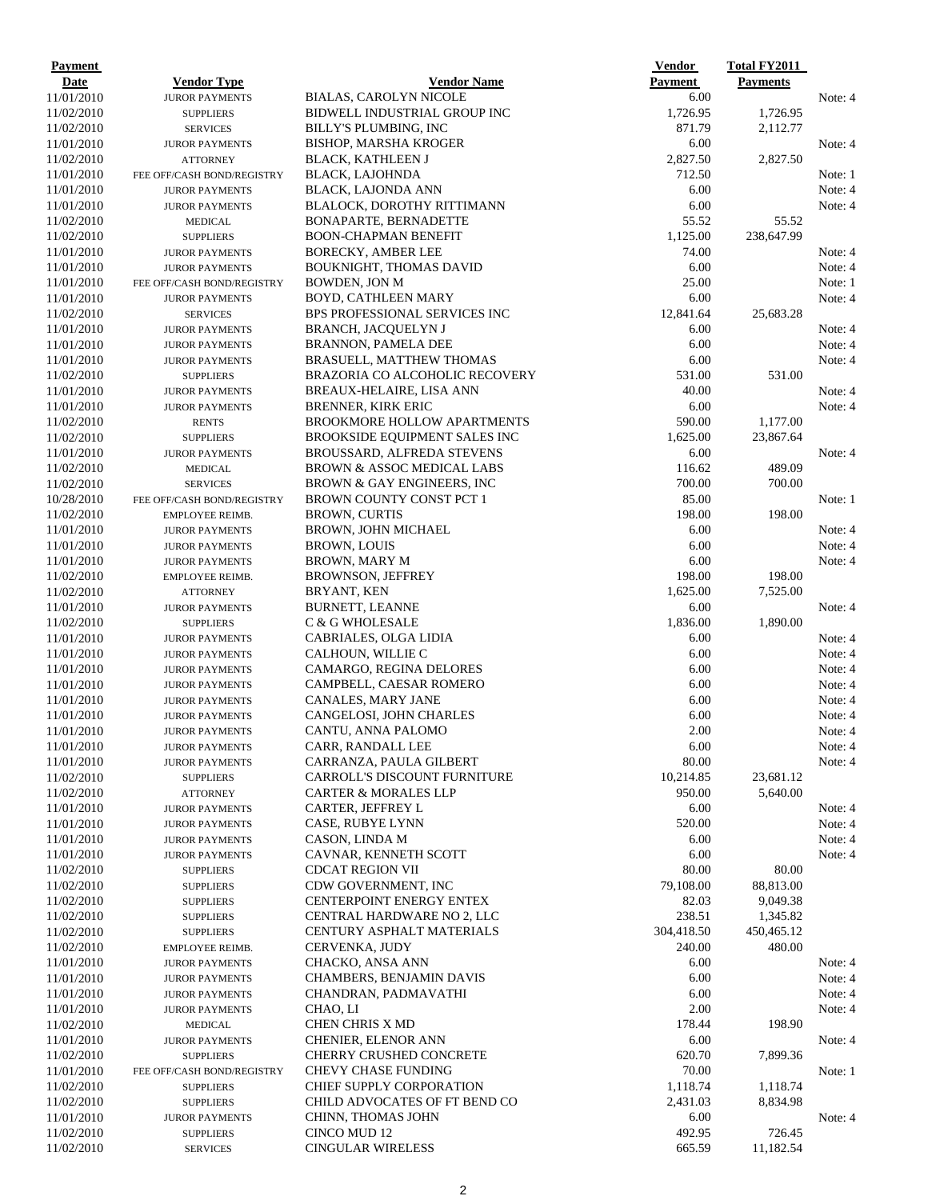| Payment Date | Vendor Type | Vendor Name | Vendor Payment | Total FY2011 Payments | |
|---|---|---|---|---|---|
| 11/01/2010 | JUROR PAYMENTS | BIALAS, CAROLYN NICOLE | 6.00 | | Note: 4 |
| 11/02/2010 | SUPPLIERS | BIDWELL INDUSTRIAL GROUP INC | 1,726.95 | 1,726.95 | |
| 11/02/2010 | SERVICES | BILLY'S PLUMBING, INC | 871.79 | 2,112.77 | |
| 11/01/2010 | JUROR PAYMENTS | BISHOP, MARSHA KROGER | 6.00 | | Note: 4 |
| 11/02/2010 | ATTORNEY | BLACK, KATHLEEN J | 2,827.50 | 2,827.50 | |
| 11/01/2010 | FEE OFF/CASH BOND/REGISTRY | BLACK, LAJOHNDA | 712.50 | | Note: 1 |
| 11/01/2010 | JUROR PAYMENTS | BLACK, LAJONDA ANN | 6.00 | | Note: 4 |
| 11/01/2010 | JUROR PAYMENTS | BLALOCK, DOROTHY RITTIMANN | 6.00 | | Note: 4 |
| 11/02/2010 | MEDICAL | BONAPARTE, BERNADETTE | 55.52 | 55.52 | |
| 11/02/2010 | SUPPLIERS | BOON-CHAPMAN BENEFIT | 1,125.00 | 238,647.99 | |
| 11/01/2010 | JUROR PAYMENTS | BORECKY, AMBER LEE | 74.00 | | Note: 4 |
| 11/01/2010 | JUROR PAYMENTS | BOUKNIGHT, THOMAS DAVID | 6.00 | | Note: 4 |
| 11/01/2010 | FEE OFF/CASH BOND/REGISTRY | BOWDEN, JON M | 25.00 | | Note: 1 |
| 11/01/2010 | JUROR PAYMENTS | BOYD, CATHLEEN MARY | 6.00 | | Note: 4 |
| 11/02/2010 | SERVICES | BPS PROFESSIONAL SERVICES INC | 12,841.64 | 25,683.28 | |
| 11/01/2010 | JUROR PAYMENTS | BRANCH, JACQUELYN J | 6.00 | | Note: 4 |
| 11/01/2010 | JUROR PAYMENTS | BRANNON, PAMELA DEE | 6.00 | | Note: 4 |
| 11/01/2010 | JUROR PAYMENTS | BRASUELL, MATTHEW THOMAS | 6.00 | | Note: 4 |
| 11/02/2010 | SUPPLIERS | BRAZORIA CO ALCOHOLIC RECOVERY | 531.00 | 531.00 | |
| 11/01/2010 | JUROR PAYMENTS | BREAUX-HELAIRE, LISA ANN | 40.00 | | Note: 4 |
| 11/01/2010 | JUROR PAYMENTS | BRENNER, KIRK ERIC | 6.00 | | Note: 4 |
| 11/02/2010 | RENTS | BROOKMORE HOLLOW APARTMENTS | 590.00 | 1,177.00 | |
| 11/02/2010 | SUPPLIERS | BROOKSIDE EQUIPMENT SALES INC | 1,625.00 | 23,867.64 | |
| 11/01/2010 | JUROR PAYMENTS | BROUSSARD, ALFREDA STEVENS | 6.00 | | Note: 4 |
| 11/02/2010 | MEDICAL | BROWN & ASSOC MEDICAL LABS | 116.62 | 489.09 | |
| 11/02/2010 | SERVICES | BROWN & GAY ENGINEERS, INC | 700.00 | 700.00 | |
| 10/28/2010 | FEE OFF/CASH BOND/REGISTRY | BROWN COUNTY CONST PCT 1 | 85.00 | | Note: 1 |
| 11/02/2010 | EMPLOYEE REIMB. | BROWN, CURTIS | 198.00 | 198.00 | |
| 11/01/2010 | JUROR PAYMENTS | BROWN, JOHN MICHAEL | 6.00 | | Note: 4 |
| 11/01/2010 | JUROR PAYMENTS | BROWN, LOUIS | 6.00 | | Note: 4 |
| 11/01/2010 | JUROR PAYMENTS | BROWN, MARY M | 6.00 | | Note: 4 |
| 11/02/2010 | EMPLOYEE REIMB. | BROWNSON, JEFFREY | 198.00 | 198.00 | |
| 11/02/2010 | ATTORNEY | BRYANT, KEN | 1,625.00 | 7,525.00 | |
| 11/01/2010 | JUROR PAYMENTS | BURNETT, LEANNE | 6.00 | | Note: 4 |
| 11/02/2010 | SUPPLIERS | C & G WHOLESALE | 1,836.00 | 1,890.00 | |
| 11/01/2010 | JUROR PAYMENTS | CABRIALES, OLGA LIDIA | 6.00 | | Note: 4 |
| 11/01/2010 | JUROR PAYMENTS | CALHOUN, WILLIE C | 6.00 | | Note: 4 |
| 11/01/2010 | JUROR PAYMENTS | CAMARGO, REGINA DELORES | 6.00 | | Note: 4 |
| 11/01/2010 | JUROR PAYMENTS | CAMPBELL, CAESAR ROMERO | 6.00 | | Note: 4 |
| 11/01/2010 | JUROR PAYMENTS | CANALES, MARY JANE | 6.00 | | Note: 4 |
| 11/01/2010 | JUROR PAYMENTS | CANGELOSI, JOHN CHARLES | 6.00 | | Note: 4 |
| 11/01/2010 | JUROR PAYMENTS | CANTU, ANNA PALOMO | 2.00 | | Note: 4 |
| 11/01/2010 | JUROR PAYMENTS | CARR, RANDALL LEE | 6.00 | | Note: 4 |
| 11/01/2010 | JUROR PAYMENTS | CARRANZA, PAULA GILBERT | 80.00 | | Note: 4 |
| 11/02/2010 | SUPPLIERS | CARROLL'S DISCOUNT FURNITURE | 10,214.85 | 23,681.12 | |
| 11/02/2010 | ATTORNEY | CARTER & MORALES LLP | 950.00 | 5,640.00 | |
| 11/01/2010 | JUROR PAYMENTS | CARTER, JEFFREY L | 6.00 | | Note: 4 |
| 11/01/2010 | JUROR PAYMENTS | CASE, RUBYE LYNN | 520.00 | | Note: 4 |
| 11/01/2010 | JUROR PAYMENTS | CASON, LINDA M | 6.00 | | Note: 4 |
| 11/01/2010 | JUROR PAYMENTS | CAVNAR, KENNETH SCOTT | 6.00 | | Note: 4 |
| 11/02/2010 | SUPPLIERS | CDCAT REGION VII | 80.00 | 80.00 | |
| 11/02/2010 | SUPPLIERS | CDW GOVERNMENT, INC | 79,108.00 | 88,813.00 | |
| 11/02/2010 | SUPPLIERS | CENTERPOINT ENERGY ENTEX | 82.03 | 9,049.38 | |
| 11/02/2010 | SUPPLIERS | CENTRAL HARDWARE NO 2, LLC | 238.51 | 1,345.82 | |
| 11/02/2010 | SUPPLIERS | CENTURY ASPHALT MATERIALS | 304,418.50 | 450,465.12 | |
| 11/02/2010 | EMPLOYEE REIMB. | CERVENKA, JUDY | 240.00 | 480.00 | |
| 11/01/2010 | JUROR PAYMENTS | CHACKO, ANSA ANN | 6.00 | | Note: 4 |
| 11/01/2010 | JUROR PAYMENTS | CHAMBERS, BENJAMIN DAVIS | 6.00 | | Note: 4 |
| 11/01/2010 | JUROR PAYMENTS | CHANDRAN, PADMAVATHI | 6.00 | | Note: 4 |
| 11/01/2010 | JUROR PAYMENTS | CHAO, LI | 2.00 | | Note: 4 |
| 11/02/2010 | MEDICAL | CHEN CHRIS X MD | 178.44 | 198.90 | |
| 11/01/2010 | JUROR PAYMENTS | CHENIER, ELENOR ANN | 6.00 | | Note: 4 |
| 11/02/2010 | SUPPLIERS | CHERRY CRUSHED CONCRETE | 620.70 | 7,899.36 | |
| 11/01/2010 | FEE OFF/CASH BOND/REGISTRY | CHEVY CHASE FUNDING | 70.00 | | Note: 1 |
| 11/02/2010 | SUPPLIERS | CHIEF SUPPLY CORPORATION | 1,118.74 | 1,118.74 | |
| 11/02/2010 | SUPPLIERS | CHILD ADVOCATES OF FT BEND CO | 2,431.03 | 8,834.98 | |
| 11/01/2010 | JUROR PAYMENTS | CHINN, THOMAS JOHN | 6.00 | | Note: 4 |
| 11/02/2010 | SUPPLIERS | CINCO MUD 12 | 492.95 | 726.45 | |
| 11/02/2010 | SERVICES | CINGULAR WIRELESS | 665.59 | 11,182.54 | |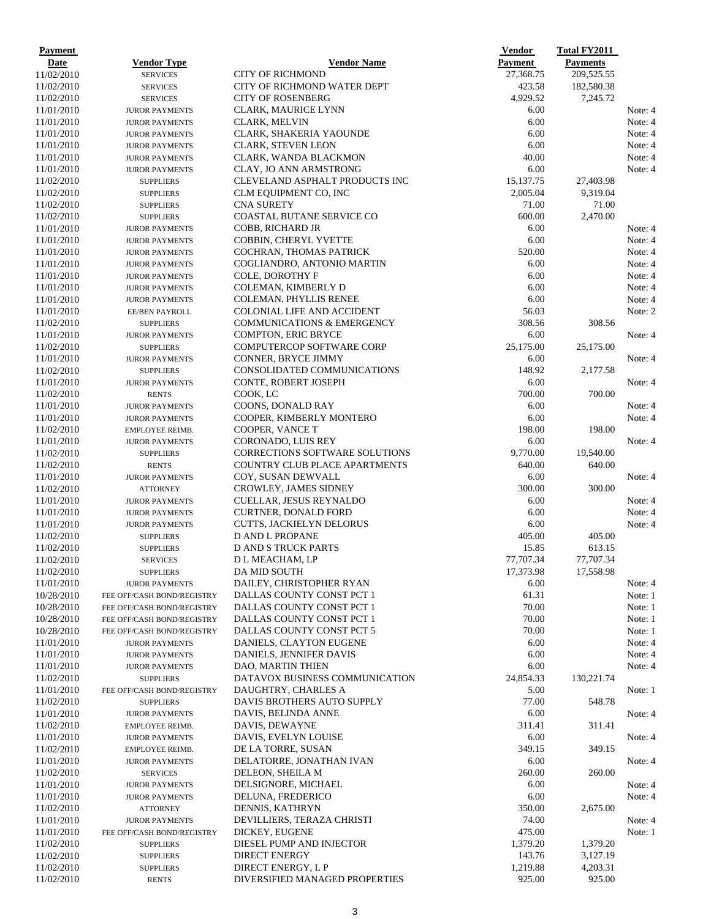| Payment Date | Vendor Type | Vendor Name | Vendor Payment | Total FY2011 Payments | |
|---|---|---|---|---|---|
| 11/02/2010 | SERVICES | CITY OF RICHMOND | 27,368.75 | 209,525.55 | |
| 11/02/2010 | SERVICES | CITY OF RICHMOND WATER DEPT | 423.58 | 182,580.38 | |
| 11/02/2010 | SERVICES | CITY OF ROSENBERG | 4,929.52 | 7,245.72 | |
| 11/01/2010 | JUROR PAYMENTS | CLARK, MAURICE LYNN | 6.00 | | Note: 4 |
| 11/01/2010 | JUROR PAYMENTS | CLARK, MELVIN | 6.00 | | Note: 4 |
| 11/01/2010 | JUROR PAYMENTS | CLARK, SHAKERIA YAOUNDE | 6.00 | | Note: 4 |
| 11/01/2010 | JUROR PAYMENTS | CLARK, STEVEN LEON | 6.00 | | Note: 4 |
| 11/01/2010 | JUROR PAYMENTS | CLARK, WANDA BLACKMON | 40.00 | | Note: 4 |
| 11/01/2010 | JUROR PAYMENTS | CLAY, JO ANN ARMSTRONG | 6.00 | | Note: 4 |
| 11/02/2010 | SUPPLIERS | CLEVELAND ASPHALT PRODUCTS INC | 15,137.75 | 27,403.98 | |
| 11/02/2010 | SUPPLIERS | CLM EQUIPMENT CO, INC | 2,005.04 | 9,319.04 | |
| 11/02/2010 | SUPPLIERS | CNA SURETY | 71.00 | 71.00 | |
| 11/02/2010 | SUPPLIERS | COASTAL BUTANE SERVICE CO | 600.00 | 2,470.00 | |
| 11/01/2010 | JUROR PAYMENTS | COBB, RICHARD JR | 6.00 | | Note: 4 |
| 11/01/2010 | JUROR PAYMENTS | COBBIN, CHERYL YVETTE | 6.00 | | Note: 4 |
| 11/01/2010 | JUROR PAYMENTS | COCHRAN, THOMAS PATRICK | 520.00 | | Note: 4 |
| 11/01/2010 | JUROR PAYMENTS | COGLIANDRO, ANTONIO MARTIN | 6.00 | | Note: 4 |
| 11/01/2010 | JUROR PAYMENTS | COLE, DOROTHY F | 6.00 | | Note: 4 |
| 11/01/2010 | JUROR PAYMENTS | COLEMAN, KIMBERLY D | 6.00 | | Note: 4 |
| 11/01/2010 | JUROR PAYMENTS | COLEMAN, PHYLLIS RENEE | 6.00 | | Note: 4 |
| 11/01/2010 | EE/BEN PAYROLL | COLONIAL LIFE AND ACCIDENT | 56.03 | | Note: 2 |
| 11/02/2010 | SUPPLIERS | COMMUNICATIONS & EMERGENCY | 308.56 | 308.56 | |
| 11/01/2010 | JUROR PAYMENTS | COMPTON, ERIC BRYCE | 6.00 | | Note: 4 |
| 11/02/2010 | SUPPLIERS | COMPUTERCOP SOFTWARE CORP | 25,175.00 | 25,175.00 | |
| 11/01/2010 | JUROR PAYMENTS | CONNER, BRYCE JIMMY | 6.00 | | Note: 4 |
| 11/02/2010 | SUPPLIERS | CONSOLIDATED COMMUNICATIONS | 148.92 | 2,177.58 | |
| 11/01/2010 | JUROR PAYMENTS | CONTE, ROBERT JOSEPH | 6.00 | | Note: 4 |
| 11/02/2010 | RENTS | COOK, LC | 700.00 | 700.00 | |
| 11/01/2010 | JUROR PAYMENTS | COONS, DONALD RAY | 6.00 | | Note: 4 |
| 11/01/2010 | JUROR PAYMENTS | COOPER, KIMBERLY MONTERO | 6.00 | | Note: 4 |
| 11/02/2010 | EMPLOYEE REIMB. | COOPER, VANCE T | 198.00 | 198.00 | |
| 11/01/2010 | JUROR PAYMENTS | CORONADO, LUIS REY | 6.00 | | Note: 4 |
| 11/02/2010 | SUPPLIERS | CORRECTIONS SOFTWARE SOLUTIONS | 9,770.00 | 19,540.00 | |
| 11/02/2010 | RENTS | COUNTRY CLUB PLACE APARTMENTS | 640.00 | 640.00 | |
| 11/01/2010 | JUROR PAYMENTS | COY, SUSAN DEWVALL | 6.00 | | Note: 4 |
| 11/02/2010 | ATTORNEY | CROWLEY, JAMES SIDNEY | 300.00 | 300.00 | |
| 11/01/2010 | JUROR PAYMENTS | CUELLAR, JESUS REYNALDO | 6.00 | | Note: 4 |
| 11/01/2010 | JUROR PAYMENTS | CURTNER, DONALD FORD | 6.00 | | Note: 4 |
| 11/01/2010 | JUROR PAYMENTS | CUTTS, JACKIELYN DELORUS | 6.00 | | Note: 4 |
| 11/02/2010 | SUPPLIERS | D AND L PROPANE | 405.00 | 405.00 | |
| 11/02/2010 | SUPPLIERS | D AND S TRUCK PARTS | 15.85 | 613.15 | |
| 11/02/2010 | SERVICES | D L MEACHAM, LP | 77,707.34 | 77,707.34 | |
| 11/02/2010 | SUPPLIERS | DA MID SOUTH | 17,373.98 | 17,558.98 | |
| 11/01/2010 | JUROR PAYMENTS | DAILEY, CHRISTOPHER RYAN | 6.00 | | Note: 4 |
| 10/28/2010 | FEE OFF/CASH BOND/REGISTRY | DALLAS COUNTY CONST PCT 1 | 61.31 | | Note: 1 |
| 10/28/2010 | FEE OFF/CASH BOND/REGISTRY | DALLAS COUNTY CONST PCT 1 | 70.00 | | Note: 1 |
| 10/28/2010 | FEE OFF/CASH BOND/REGISTRY | DALLAS COUNTY CONST PCT 1 | 70.00 | | Note: 1 |
| 10/28/2010 | FEE OFF/CASH BOND/REGISTRY | DALLAS COUNTY CONST PCT 5 | 70.00 | | Note: 1 |
| 11/01/2010 | JUROR PAYMENTS | DANIELS, CLAYTON EUGENE | 6.00 | | Note: 4 |
| 11/01/2010 | JUROR PAYMENTS | DANIELS, JENNIFER DAVIS | 6.00 | | Note: 4 |
| 11/01/2010 | JUROR PAYMENTS | DAO, MARTIN THIEN | 6.00 | | Note: 4 |
| 11/02/2010 | SUPPLIERS | DATAVOX BUSINESS COMMUNICATION | 24,854.33 | 130,221.74 | |
| 11/01/2010 | FEE OFF/CASH BOND/REGISTRY | DAUGHTRY, CHARLES A | 5.00 | | Note: 1 |
| 11/02/2010 | SUPPLIERS | DAVIS BROTHERS AUTO SUPPLY | 77.00 | 548.78 | |
| 11/01/2010 | JUROR PAYMENTS | DAVIS, BELINDA ANNE | 6.00 | | Note: 4 |
| 11/02/2010 | EMPLOYEE REIMB. | DAVIS, DEWAYNE | 311.41 | 311.41 | |
| 11/01/2010 | JUROR PAYMENTS | DAVIS, EVELYN LOUISE | 6.00 | | Note: 4 |
| 11/02/2010 | EMPLOYEE REIMB. | DE LA TORRE, SUSAN | 349.15 | 349.15 | |
| 11/01/2010 | JUROR PAYMENTS | DELATORRE, JONATHAN IVAN | 6.00 | | Note: 4 |
| 11/02/2010 | SERVICES | DELEON, SHEILA M | 260.00 | 260.00 | |
| 11/01/2010 | JUROR PAYMENTS | DELSIGNORE, MICHAEL | 6.00 | | Note: 4 |
| 11/01/2010 | JUROR PAYMENTS | DELUNA, FREDERICO | 6.00 | | Note: 4 |
| 11/02/2010 | ATTORNEY | DENNIS, KATHRYN | 350.00 | 2,675.00 | |
| 11/01/2010 | JUROR PAYMENTS | DEVILLIERS, TERAZA CHRISTI | 74.00 | | Note: 4 |
| 11/01/2010 | FEE OFF/CASH BOND/REGISTRY | DICKEY, EUGENE | 475.00 | | Note: 1 |
| 11/02/2010 | SUPPLIERS | DIESEL PUMP AND INJECTOR | 1,379.20 | 1,379.20 | |
| 11/02/2010 | SUPPLIERS | DIRECT ENERGY | 143.76 | 3,127.19 | |
| 11/02/2010 | SUPPLIERS | DIRECT ENERGY, L P | 1,219.88 | 4,203.31 | |
| 11/02/2010 | RENTS | DIVERSIFIED MANAGED PROPERTIES | 925.00 | 925.00 | |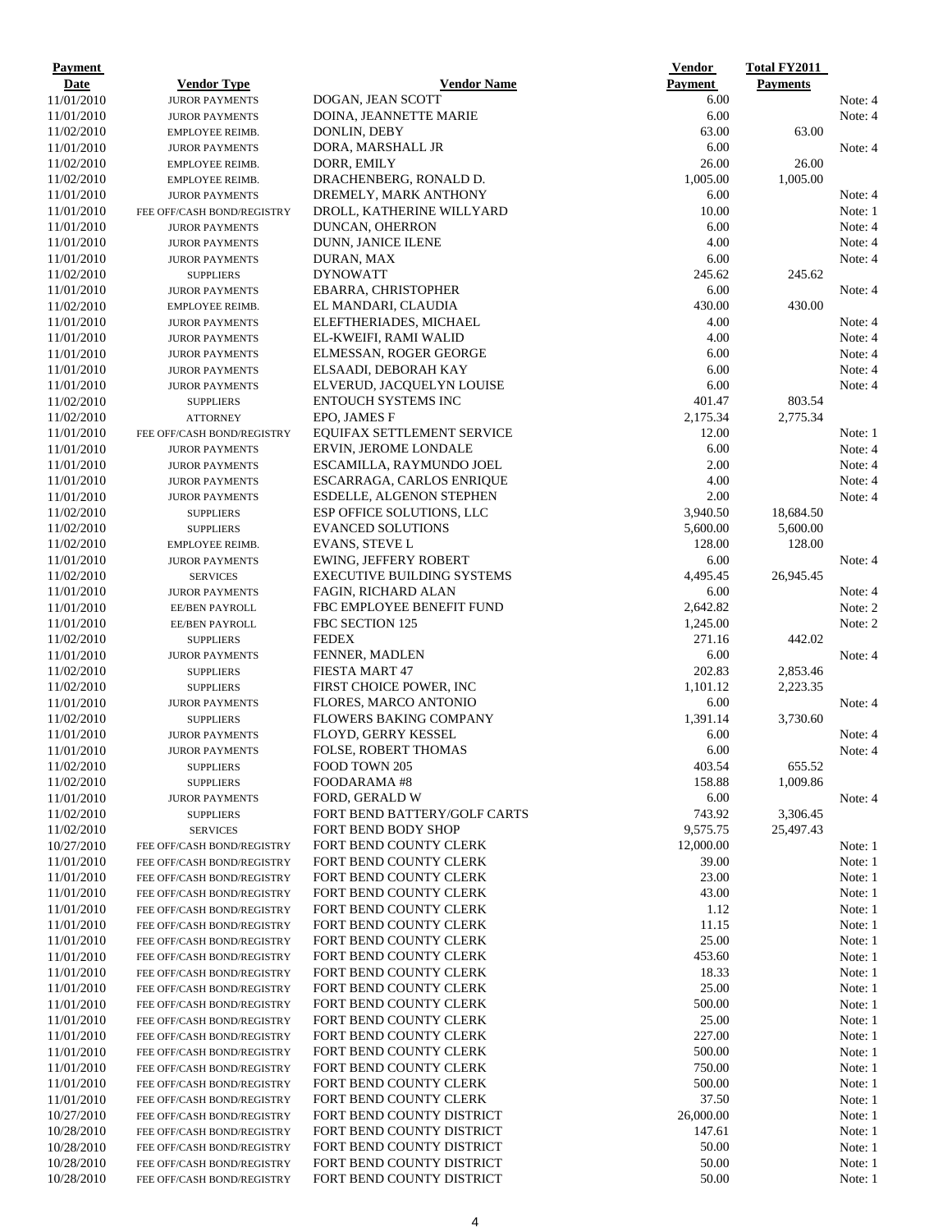| Payment Date | Vendor Type | Vendor Name | Vendor Payment | Total FY2011 Payments | |
|---|---|---|---|---|---|
| 11/01/2010 | JUROR PAYMENTS | DOGAN, JEAN SCOTT | 6.00 | | Note: 4 |
| 11/01/2010 | JUROR PAYMENTS | DOINA, JEANNETTE MARIE | 6.00 | | Note: 4 |
| 11/02/2010 | EMPLOYEE REIMB. | DONLIN, DEBY | 63.00 | 63.00 | |
| 11/01/2010 | JUROR PAYMENTS | DORA, MARSHALL JR | 6.00 | | Note: 4 |
| 11/02/2010 | EMPLOYEE REIMB. | DORR, EMILY | 26.00 | 26.00 | |
| 11/02/2010 | EMPLOYEE REIMB. | DRACHENBERG, RONALD D. | 1,005.00 | 1,005.00 | |
| 11/01/2010 | JUROR PAYMENTS | DREMELY, MARK ANTHONY | 6.00 | | Note: 4 |
| 11/01/2010 | FEE OFF/CASH BOND/REGISTRY | DROLL, KATHERINE WILLYARD | 10.00 | | Note: 1 |
| 11/01/2010 | JUROR PAYMENTS | DUNCAN, OHERRON | 6.00 | | Note: 4 |
| 11/01/2010 | JUROR PAYMENTS | DUNN, JANICE ILENE | 4.00 | | Note: 4 |
| 11/01/2010 | JUROR PAYMENTS | DURAN, MAX | 6.00 | | Note: 4 |
| 11/02/2010 | SUPPLIERS | DYNOWATT | 245.62 | 245.62 | |
| 11/01/2010 | JUROR PAYMENTS | EBARRA, CHRISTOPHER | 6.00 | | Note: 4 |
| 11/02/2010 | EMPLOYEE REIMB. | EL MANDARI, CLAUDIA | 430.00 | 430.00 | |
| 11/01/2010 | JUROR PAYMENTS | ELEFTHERIADES, MICHAEL | 4.00 | | Note: 4 |
| 11/01/2010 | JUROR PAYMENTS | EL-KWEIFI, RAMI WALID | 4.00 | | Note: 4 |
| 11/01/2010 | JUROR PAYMENTS | ELMESSAN, ROGER GEORGE | 6.00 | | Note: 4 |
| 11/01/2010 | JUROR PAYMENTS | ELSAADI, DEBORAH KAY | 6.00 | | Note: 4 |
| 11/01/2010 | JUROR PAYMENTS | ELVERUD, JACQUELYN LOUISE | 6.00 | | Note: 4 |
| 11/02/2010 | SUPPLIERS | ENTOUCH SYSTEMS INC | 401.47 | 803.54 | |
| 11/02/2010 | ATTORNEY | EPO, JAMES F | 2,175.34 | 2,775.34 | |
| 11/01/2010 | FEE OFF/CASH BOND/REGISTRY | EQUIFAX SETTLEMENT SERVICE | 12.00 | | Note: 1 |
| 11/01/2010 | JUROR PAYMENTS | ERVIN, JEROME LONDALE | 6.00 | | Note: 4 |
| 11/01/2010 | JUROR PAYMENTS | ESCAMILLA, RAYMUNDO JOEL | 2.00 | | Note: 4 |
| 11/01/2010 | JUROR PAYMENTS | ESCARRAGA, CARLOS ENRIQUE | 4.00 | | Note: 4 |
| 11/01/2010 | JUROR PAYMENTS | ESDELLE, ALGENON STEPHEN | 2.00 | | Note: 4 |
| 11/02/2010 | SUPPLIERS | ESP OFFICE SOLUTIONS, LLC | 3,940.50 | 18,684.50 | |
| 11/02/2010 | SUPPLIERS | EVANCED SOLUTIONS | 5,600.00 | 5,600.00 | |
| 11/02/2010 | EMPLOYEE REIMB. | EVANS, STEVE L | 128.00 | 128.00 | |
| 11/01/2010 | JUROR PAYMENTS | EWING, JEFFERY ROBERT | 6.00 | | Note: 4 |
| 11/02/2010 | SERVICES | EXECUTIVE BUILDING SYSTEMS | 4,495.45 | 26,945.45 | |
| 11/01/2010 | JUROR PAYMENTS | FAGIN, RICHARD ALAN | 6.00 | | Note: 4 |
| 11/01/2010 | EE/BEN PAYROLL | FBC EMPLOYEE BENEFIT FUND | 2,642.82 | | Note: 2 |
| 11/01/2010 | EE/BEN PAYROLL | FBC SECTION 125 | 1,245.00 | | Note: 2 |
| 11/02/2010 | SUPPLIERS | FEDEX | 271.16 | 442.02 | |
| 11/01/2010 | JUROR PAYMENTS | FENNER, MADLEN | 6.00 | | Note: 4 |
| 11/02/2010 | SUPPLIERS | FIESTA MART 47 | 202.83 | 2,853.46 | |
| 11/02/2010 | SUPPLIERS | FIRST CHOICE POWER, INC | 1,101.12 | 2,223.35 | |
| 11/01/2010 | JUROR PAYMENTS | FLORES, MARCO ANTONIO | 6.00 | | Note: 4 |
| 11/02/2010 | SUPPLIERS | FLOWERS BAKING COMPANY | 1,391.14 | 3,730.60 | |
| 11/01/2010 | JUROR PAYMENTS | FLOYD, GERRY KESSEL | 6.00 | | Note: 4 |
| 11/01/2010 | JUROR PAYMENTS | FOLSE, ROBERT THOMAS | 6.00 | | Note: 4 |
| 11/02/2010 | SUPPLIERS | FOOD TOWN 205 | 403.54 | 655.52 | |
| 11/02/2010 | SUPPLIERS | FOODARAMA #8 | 158.88 | 1,009.86 | |
| 11/01/2010 | JUROR PAYMENTS | FORD, GERALD W | 6.00 | | Note: 4 |
| 11/02/2010 | SUPPLIERS | FORT BEND BATTERY/GOLF CARTS | 743.92 | 3,306.45 | |
| 11/02/2010 | SERVICES | FORT BEND BODY SHOP | 9,575.75 | 25,497.43 | |
| 10/27/2010 | FEE OFF/CASH BOND/REGISTRY | FORT BEND COUNTY CLERK | 12,000.00 | | Note: 1 |
| 11/01/2010 | FEE OFF/CASH BOND/REGISTRY | FORT BEND COUNTY CLERK | 39.00 | | Note: 1 |
| 11/01/2010 | FEE OFF/CASH BOND/REGISTRY | FORT BEND COUNTY CLERK | 23.00 | | Note: 1 |
| 11/01/2010 | FEE OFF/CASH BOND/REGISTRY | FORT BEND COUNTY CLERK | 43.00 | | Note: 1 |
| 11/01/2010 | FEE OFF/CASH BOND/REGISTRY | FORT BEND COUNTY CLERK | 1.12 | | Note: 1 |
| 11/01/2010 | FEE OFF/CASH BOND/REGISTRY | FORT BEND COUNTY CLERK | 11.15 | | Note: 1 |
| 11/01/2010 | FEE OFF/CASH BOND/REGISTRY | FORT BEND COUNTY CLERK | 25.00 | | Note: 1 |
| 11/01/2010 | FEE OFF/CASH BOND/REGISTRY | FORT BEND COUNTY CLERK | 453.60 | | Note: 1 |
| 11/01/2010 | FEE OFF/CASH BOND/REGISTRY | FORT BEND COUNTY CLERK | 18.33 | | Note: 1 |
| 11/01/2010 | FEE OFF/CASH BOND/REGISTRY | FORT BEND COUNTY CLERK | 25.00 | | Note: 1 |
| 11/01/2010 | FEE OFF/CASH BOND/REGISTRY | FORT BEND COUNTY CLERK | 500.00 | | Note: 1 |
| 11/01/2010 | FEE OFF/CASH BOND/REGISTRY | FORT BEND COUNTY CLERK | 25.00 | | Note: 1 |
| 11/01/2010 | FEE OFF/CASH BOND/REGISTRY | FORT BEND COUNTY CLERK | 227.00 | | Note: 1 |
| 11/01/2010 | FEE OFF/CASH BOND/REGISTRY | FORT BEND COUNTY CLERK | 500.00 | | Note: 1 |
| 11/01/2010 | FEE OFF/CASH BOND/REGISTRY | FORT BEND COUNTY CLERK | 750.00 | | Note: 1 |
| 11/01/2010 | FEE OFF/CASH BOND/REGISTRY | FORT BEND COUNTY CLERK | 500.00 | | Note: 1 |
| 11/01/2010 | FEE OFF/CASH BOND/REGISTRY | FORT BEND COUNTY CLERK | 37.50 | | Note: 1 |
| 10/27/2010 | FEE OFF/CASH BOND/REGISTRY | FORT BEND COUNTY DISTRICT | 26,000.00 | | Note: 1 |
| 10/28/2010 | FEE OFF/CASH BOND/REGISTRY | FORT BEND COUNTY DISTRICT | 147.61 | | Note: 1 |
| 10/28/2010 | FEE OFF/CASH BOND/REGISTRY | FORT BEND COUNTY DISTRICT | 50.00 | | Note: 1 |
| 10/28/2010 | FEE OFF/CASH BOND/REGISTRY | FORT BEND COUNTY DISTRICT | 50.00 | | Note: 1 |
| 10/28/2010 | FEE OFF/CASH BOND/REGISTRY | FORT BEND COUNTY DISTRICT | 50.00 | | Note: 1 |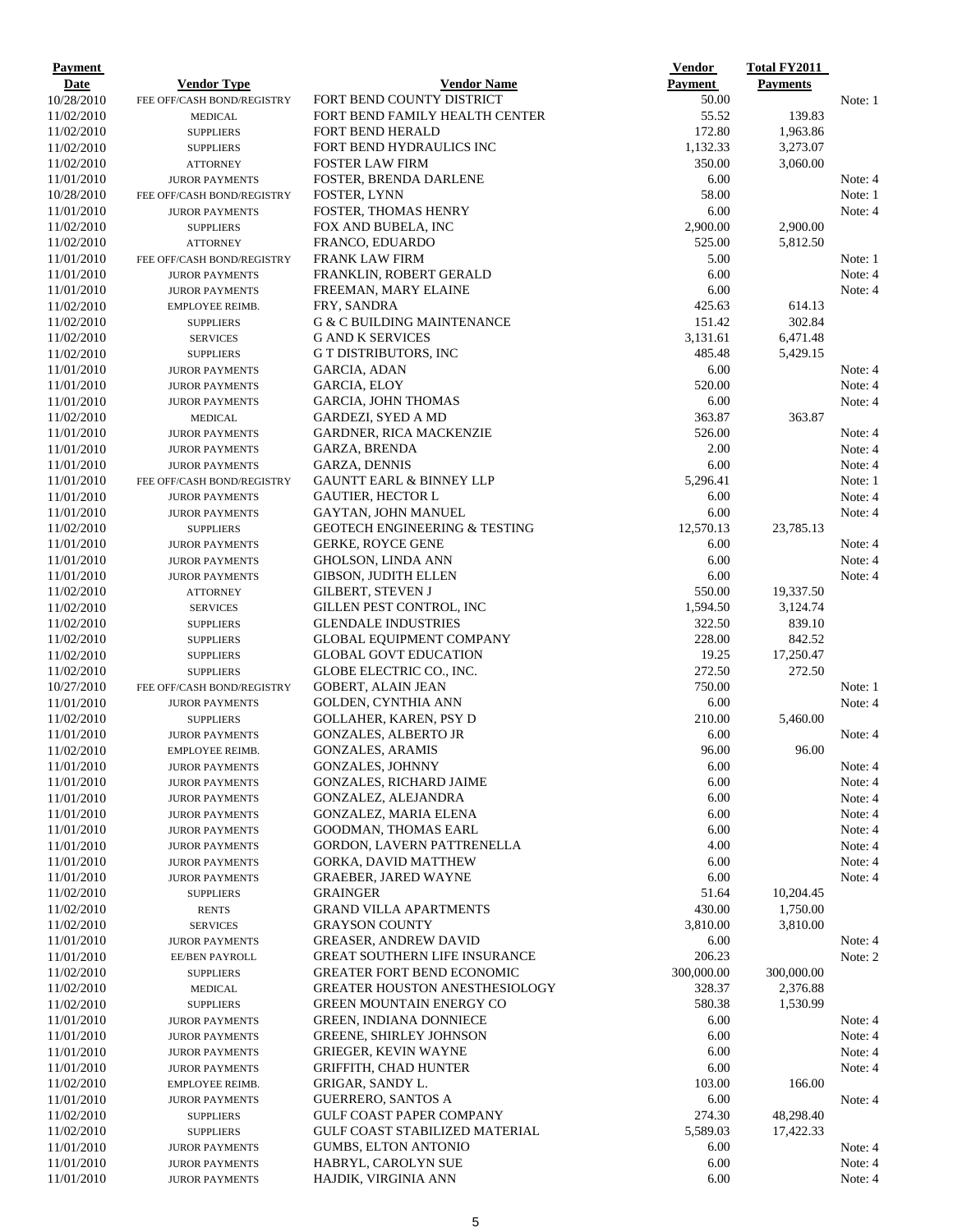| Payment Date | Vendor Type | Vendor Name | Vendor Payment | Total FY2011 Payments | |
|---|---|---|---|---|---|
| 10/28/2010 | FEE OFF/CASH BOND/REGISTRY | FORT BEND COUNTY DISTRICT | 50.00 | | Note: 1 |
| 11/02/2010 | MEDICAL | FORT BEND FAMILY HEALTH CENTER | 55.52 | 139.83 | |
| 11/02/2010 | SUPPLIERS | FORT BEND HERALD | 172.80 | 1,963.86 | |
| 11/02/2010 | SUPPLIERS | FORT BEND HYDRAULICS INC | 1,132.33 | 3,273.07 | |
| 11/02/2010 | ATTORNEY | FOSTER LAW FIRM | 350.00 | 3,060.00 | |
| 11/01/2010 | JUROR PAYMENTS | FOSTER, BRENDA DARLENE | 6.00 | | Note: 4 |
| 10/28/2010 | FEE OFF/CASH BOND/REGISTRY | FOSTER, LYNN | 58.00 | | Note: 1 |
| 11/01/2010 | JUROR PAYMENTS | FOSTER, THOMAS HENRY | 6.00 | | Note: 4 |
| 11/02/2010 | SUPPLIERS | FOX AND BUBELA, INC | 2,900.00 | 2,900.00 | |
| 11/02/2010 | ATTORNEY | FRANCO, EDUARDO | 525.00 | 5,812.50 | |
| 11/01/2010 | FEE OFF/CASH BOND/REGISTRY | FRANK LAW FIRM | 5.00 | | Note: 1 |
| 11/01/2010 | JUROR PAYMENTS | FRANKLIN, ROBERT GERALD | 6.00 | | Note: 4 |
| 11/01/2010 | JUROR PAYMENTS | FREEMAN, MARY ELAINE | 6.00 | | Note: 4 |
| 11/02/2010 | EMPLOYEE REIMB. | FRY, SANDRA | 425.63 | 614.13 | |
| 11/02/2010 | SUPPLIERS | G & C BUILDING MAINTENANCE | 151.42 | 302.84 | |
| 11/02/2010 | SERVICES | G AND K SERVICES | 3,131.61 | 6,471.48 | |
| 11/02/2010 | SUPPLIERS | G T DISTRIBUTORS, INC | 485.48 | 5,429.15 | |
| 11/01/2010 | JUROR PAYMENTS | GARCIA, ADAN | 6.00 | | Note: 4 |
| 11/01/2010 | JUROR PAYMENTS | GARCIA, ELOY | 520.00 | | Note: 4 |
| 11/01/2010 | JUROR PAYMENTS | GARCIA, JOHN THOMAS | 6.00 | | Note: 4 |
| 11/02/2010 | MEDICAL | GARDEZI, SYED A MD | 363.87 | 363.87 | |
| 11/01/2010 | JUROR PAYMENTS | GARDNER, RICA MACKENZIE | 526.00 | | Note: 4 |
| 11/01/2010 | JUROR PAYMENTS | GARZA, BRENDA | 2.00 | | Note: 4 |
| 11/01/2010 | JUROR PAYMENTS | GARZA, DENNIS | 6.00 | | Note: 4 |
| 11/01/2010 | FEE OFF/CASH BOND/REGISTRY | GAUNTT EARL & BINNEY LLP | 5,296.41 | | Note: 1 |
| 11/01/2010 | JUROR PAYMENTS | GAUTIER, HECTOR L | 6.00 | | Note: 4 |
| 11/01/2010 | JUROR PAYMENTS | GAYTAN, JOHN MANUEL | 6.00 | | Note: 4 |
| 11/02/2010 | SUPPLIERS | GEOTECH ENGINEERING & TESTING | 12,570.13 | 23,785.13 | |
| 11/01/2010 | JUROR PAYMENTS | GERKE, ROYCE GENE | 6.00 | | Note: 4 |
| 11/01/2010 | JUROR PAYMENTS | GHOLSON, LINDA ANN | 6.00 | | Note: 4 |
| 11/01/2010 | JUROR PAYMENTS | GIBSON, JUDITH ELLEN | 6.00 | | Note: 4 |
| 11/02/2010 | ATTORNEY | GILBERT, STEVEN J | 550.00 | 19,337.50 | |
| 11/02/2010 | SERVICES | GILLEN PEST CONTROL, INC | 1,594.50 | 3,124.74 | |
| 11/02/2010 | SUPPLIERS | GLENDALE INDUSTRIES | 322.50 | 839.10 | |
| 11/02/2010 | SUPPLIERS | GLOBAL EQUIPMENT COMPANY | 228.00 | 842.52 | |
| 11/02/2010 | SUPPLIERS | GLOBAL GOVT EDUCATION | 19.25 | 17,250.47 | |
| 11/02/2010 | SUPPLIERS | GLOBE ELECTRIC CO., INC. | 272.50 | 272.50 | |
| 10/27/2010 | FEE OFF/CASH BOND/REGISTRY | GOBERT, ALAIN JEAN | 750.00 | | Note: 1 |
| 11/01/2010 | JUROR PAYMENTS | GOLDEN, CYNTHIA ANN | 6.00 | | Note: 4 |
| 11/02/2010 | SUPPLIERS | GOLLAHER, KAREN, PSY D | 210.00 | 5,460.00 | |
| 11/01/2010 | JUROR PAYMENTS | GONZALES, ALBERTO JR | 6.00 | | Note: 4 |
| 11/02/2010 | EMPLOYEE REIMB. | GONZALES, ARAMIS | 96.00 | 96.00 | |
| 11/01/2010 | JUROR PAYMENTS | GONZALES, JOHNNY | 6.00 | | Note: 4 |
| 11/01/2010 | JUROR PAYMENTS | GONZALES, RICHARD JAIME | 6.00 | | Note: 4 |
| 11/01/2010 | JUROR PAYMENTS | GONZALEZ, ALEJANDRA | 6.00 | | Note: 4 |
| 11/01/2010 | JUROR PAYMENTS | GONZALEZ, MARIA ELENA | 6.00 | | Note: 4 |
| 11/01/2010 | JUROR PAYMENTS | GOODMAN, THOMAS EARL | 6.00 | | Note: 4 |
| 11/01/2010 | JUROR PAYMENTS | GORDON, LAVERN PATTRENELLA | 4.00 | | Note: 4 |
| 11/01/2010 | JUROR PAYMENTS | GORKA, DAVID MATTHEW | 6.00 | | Note: 4 |
| 11/01/2010 | JUROR PAYMENTS | GRAEBER, JARED WAYNE | 6.00 | | Note: 4 |
| 11/02/2010 | SUPPLIERS | GRAINGER | 51.64 | 10,204.45 | |
| 11/02/2010 | RENTS | GRAND VILLA APARTMENTS | 430.00 | 1,750.00 | |
| 11/02/2010 | SERVICES | GRAYSON COUNTY | 3,810.00 | 3,810.00 | |
| 11/01/2010 | JUROR PAYMENTS | GREASER, ANDREW DAVID | 6.00 | | Note: 4 |
| 11/01/2010 | EE/BEN PAYROLL | GREAT SOUTHERN LIFE INSURANCE | 206.23 | | Note: 2 |
| 11/02/2010 | SUPPLIERS | GREATER FORT BEND ECONOMIC | 300,000.00 | 300,000.00 | |
| 11/02/2010 | MEDICAL | GREATER HOUSTON ANESTHESIOLOGY | 328.37 | 2,376.88 | |
| 11/02/2010 | SUPPLIERS | GREEN MOUNTAIN ENERGY CO | 580.38 | 1,530.99 | |
| 11/01/2010 | JUROR PAYMENTS | GREEN, INDIANA DONNIECE | 6.00 | | Note: 4 |
| 11/01/2010 | JUROR PAYMENTS | GREENE, SHIRLEY JOHNSON | 6.00 | | Note: 4 |
| 11/01/2010 | JUROR PAYMENTS | GRIEGER, KEVIN WAYNE | 6.00 | | Note: 4 |
| 11/01/2010 | JUROR PAYMENTS | GRIFFITH, CHAD HUNTER | 6.00 | | Note: 4 |
| 11/02/2010 | EMPLOYEE REIMB. | GRIGAR, SANDY L. | 103.00 | 166.00 | |
| 11/01/2010 | JUROR PAYMENTS | GUERRERO, SANTOS A | 6.00 | | Note: 4 |
| 11/02/2010 | SUPPLIERS | GULF COAST PAPER COMPANY | 274.30 | 48,298.40 | |
| 11/02/2010 | SUPPLIERS | GULF COAST STABILIZED MATERIAL | 5,589.03 | 17,422.33 | |
| 11/01/2010 | JUROR PAYMENTS | GUMBS, ELTON ANTONIO | 6.00 | | Note: 4 |
| 11/01/2010 | JUROR PAYMENTS | HABRYL, CAROLYN SUE | 6.00 | | Note: 4 |
| 11/01/2010 | JUROR PAYMENTS | HAJDIK, VIRGINIA ANN | 6.00 | | Note: 4 |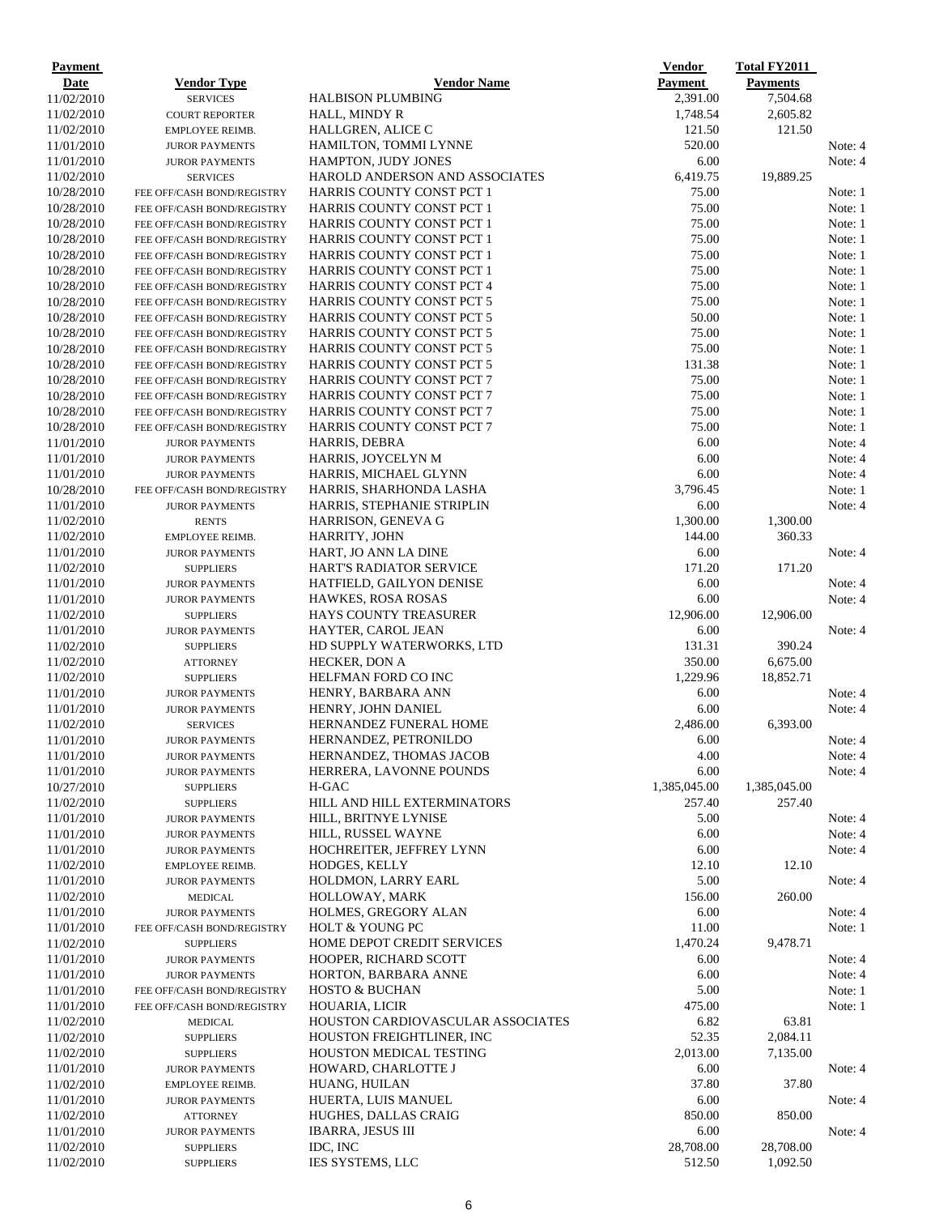| Payment Date | Vendor Type | Vendor Name | Vendor Payment | Total FY2011 Payments | |
|---|---|---|---|---|---|
| 11/02/2010 | SERVICES | HALBISON PLUMBING | 2,391.00 | 7,504.68 | |
| 11/02/2010 | COURT REPORTER | HALL, MINDY R | 1,748.54 | 2,605.82 | |
| 11/02/2010 | EMPLOYEE REIMB. | HALLGREN, ALICE C | 121.50 | 121.50 | |
| 11/01/2010 | JUROR PAYMENTS | HAMILTON, TOMMI LYNNE | 520.00 | | Note: 4 |
| 11/01/2010 | JUROR PAYMENTS | HAMPTON, JUDY JONES | 6.00 | | Note: 4 |
| 11/02/2010 | SERVICES | HAROLD ANDERSON AND ASSOCIATES | 6,419.75 | 19,889.25 | |
| 10/28/2010 | FEE OFF/CASH BOND/REGISTRY | HARRIS COUNTY CONST PCT 1 | 75.00 | | Note: 1 |
| 10/28/2010 | FEE OFF/CASH BOND/REGISTRY | HARRIS COUNTY CONST PCT 1 | 75.00 | | Note: 1 |
| 10/28/2010 | FEE OFF/CASH BOND/REGISTRY | HARRIS COUNTY CONST PCT 1 | 75.00 | | Note: 1 |
| 10/28/2010 | FEE OFF/CASH BOND/REGISTRY | HARRIS COUNTY CONST PCT 1 | 75.00 | | Note: 1 |
| 10/28/2010 | FEE OFF/CASH BOND/REGISTRY | HARRIS COUNTY CONST PCT 1 | 75.00 | | Note: 1 |
| 10/28/2010 | FEE OFF/CASH BOND/REGISTRY | HARRIS COUNTY CONST PCT 1 | 75.00 | | Note: 1 |
| 10/28/2010 | FEE OFF/CASH BOND/REGISTRY | HARRIS COUNTY CONST PCT 4 | 75.00 | | Note: 1 |
| 10/28/2010 | FEE OFF/CASH BOND/REGISTRY | HARRIS COUNTY CONST PCT 5 | 75.00 | | Note: 1 |
| 10/28/2010 | FEE OFF/CASH BOND/REGISTRY | HARRIS COUNTY CONST PCT 5 | 50.00 | | Note: 1 |
| 10/28/2010 | FEE OFF/CASH BOND/REGISTRY | HARRIS COUNTY CONST PCT 5 | 75.00 | | Note: 1 |
| 10/28/2010 | FEE OFF/CASH BOND/REGISTRY | HARRIS COUNTY CONST PCT 5 | 75.00 | | Note: 1 |
| 10/28/2010 | FEE OFF/CASH BOND/REGISTRY | HARRIS COUNTY CONST PCT 5 | 131.38 | | Note: 1 |
| 10/28/2010 | FEE OFF/CASH BOND/REGISTRY | HARRIS COUNTY CONST PCT 7 | 75.00 | | Note: 1 |
| 10/28/2010 | FEE OFF/CASH BOND/REGISTRY | HARRIS COUNTY CONST PCT 7 | 75.00 | | Note: 1 |
| 10/28/2010 | FEE OFF/CASH BOND/REGISTRY | HARRIS COUNTY CONST PCT 7 | 75.00 | | Note: 1 |
| 10/28/2010 | FEE OFF/CASH BOND/REGISTRY | HARRIS COUNTY CONST PCT 7 | 75.00 | | Note: 1 |
| 11/01/2010 | JUROR PAYMENTS | HARRIS, DEBRA | 6.00 | | Note: 4 |
| 11/01/2010 | JUROR PAYMENTS | HARRIS, JOYCELYN M | 6.00 | | Note: 4 |
| 11/01/2010 | JUROR PAYMENTS | HARRIS, MICHAEL GLYNN | 6.00 | | Note: 4 |
| 10/28/2010 | FEE OFF/CASH BOND/REGISTRY | HARRIS, SHARHONDA LASHA | 3,796.45 | | Note: 1 |
| 11/01/2010 | JUROR PAYMENTS | HARRIS, STEPHANIE STRIPLIN | 6.00 | | Note: 4 |
| 11/02/2010 | RENTS | HARRISON, GENEVA G | 1,300.00 | 1,300.00 | |
| 11/02/2010 | EMPLOYEE REIMB. | HARRITY, JOHN | 144.00 | 360.33 | |
| 11/01/2010 | JUROR PAYMENTS | HART, JO ANN LA DINE | 6.00 | | Note: 4 |
| 11/02/2010 | SUPPLIERS | HART'S RADIATOR SERVICE | 171.20 | 171.20 | |
| 11/01/2010 | JUROR PAYMENTS | HATFIELD, GAILYON DENISE | 6.00 | | Note: 4 |
| 11/01/2010 | JUROR PAYMENTS | HAWKES, ROSA ROSAS | 6.00 | | Note: 4 |
| 11/02/2010 | SUPPLIERS | HAYS COUNTY TREASURER | 12,906.00 | 12,906.00 | |
| 11/01/2010 | JUROR PAYMENTS | HAYTER, CAROL JEAN | 6.00 | | Note: 4 |
| 11/02/2010 | SUPPLIERS | HD SUPPLY WATERWORKS, LTD | 131.31 | 390.24 | |
| 11/02/2010 | ATTORNEY | HECKER, DON A | 350.00 | 6,675.00 | |
| 11/02/2010 | SUPPLIERS | HELFMAN FORD CO INC | 1,229.96 | 18,852.71 | |
| 11/01/2010 | JUROR PAYMENTS | HENRY, BARBARA ANN | 6.00 | | Note: 4 |
| 11/01/2010 | JUROR PAYMENTS | HENRY, JOHN DANIEL | 6.00 | | Note: 4 |
| 11/02/2010 | SERVICES | HERNANDEZ FUNERAL HOME | 2,486.00 | 6,393.00 | |
| 11/01/2010 | JUROR PAYMENTS | HERNANDEZ, PETRONILDO | 6.00 | | Note: 4 |
| 11/01/2010 | JUROR PAYMENTS | HERNANDEZ, THOMAS JACOB | 4.00 | | Note: 4 |
| 11/01/2010 | JUROR PAYMENTS | HERRERA, LAVONNE POUNDS | 6.00 | | Note: 4 |
| 10/27/2010 | SUPPLIERS | H-GAC | 1,385,045.00 | 1,385,045.00 | |
| 11/02/2010 | SUPPLIERS | HILL AND HILL EXTERMINATORS | 257.40 | 257.40 | |
| 11/01/2010 | JUROR PAYMENTS | HILL, BRITNYE LYNISE | 5.00 | | Note: 4 |
| 11/01/2010 | JUROR PAYMENTS | HILL, RUSSEL WAYNE | 6.00 | | Note: 4 |
| 11/01/2010 | JUROR PAYMENTS | HOCHREITER, JEFFREY LYNN | 6.00 | | Note: 4 |
| 11/02/2010 | EMPLOYEE REIMB. | HODGES, KELLY | 12.10 | 12.10 | |
| 11/01/2010 | JUROR PAYMENTS | HOLDMON, LARRY EARL | 5.00 | | Note: 4 |
| 11/02/2010 | MEDICAL | HOLLOWAY, MARK | 156.00 | 260.00 | |
| 11/01/2010 | JUROR PAYMENTS | HOLMES, GREGORY ALAN | 6.00 | | Note: 4 |
| 11/01/2010 | FEE OFF/CASH BOND/REGISTRY | HOLT & YOUNG PC | 11.00 | | Note: 1 |
| 11/02/2010 | SUPPLIERS | HOME DEPOT CREDIT SERVICES | 1,470.24 | 9,478.71 | |
| 11/01/2010 | JUROR PAYMENTS | HOOPER, RICHARD SCOTT | 6.00 | | Note: 4 |
| 11/01/2010 | JUROR PAYMENTS | HORTON, BARBARA ANNE | 6.00 | | Note: 4 |
| 11/01/2010 | FEE OFF/CASH BOND/REGISTRY | HOSTO & BUCHAN | 5.00 | | Note: 1 |
| 11/01/2010 | FEE OFF/CASH BOND/REGISTRY | HOUARIA, LICIR | 475.00 | | Note: 1 |
| 11/02/2010 | MEDICAL | HOUSTON CARDIOVASCULAR ASSOCIATES | 6.82 | 63.81 | |
| 11/02/2010 | SUPPLIERS | HOUSTON FREIGHTLINER, INC | 52.35 | 2,084.11 | |
| 11/02/2010 | SUPPLIERS | HOUSTON MEDICAL TESTING | 2,013.00 | 7,135.00 | |
| 11/01/2010 | JUROR PAYMENTS | HOWARD, CHARLOTTE J | 6.00 | | Note: 4 |
| 11/02/2010 | EMPLOYEE REIMB. | HUANG, HUILAN | 37.80 | 37.80 | |
| 11/01/2010 | JUROR PAYMENTS | HUERTA, LUIS MANUEL | 6.00 | | Note: 4 |
| 11/02/2010 | ATTORNEY | HUGHES, DALLAS CRAIG | 850.00 | 850.00 | |
| 11/01/2010 | JUROR PAYMENTS | IBARRA, JESUS III | 6.00 | | Note: 4 |
| 11/02/2010 | SUPPLIERS | IDC, INC | 28,708.00 | 28,708.00 | |
| 11/02/2010 | SUPPLIERS | IES SYSTEMS, LLC | 512.50 | 1,092.50 | |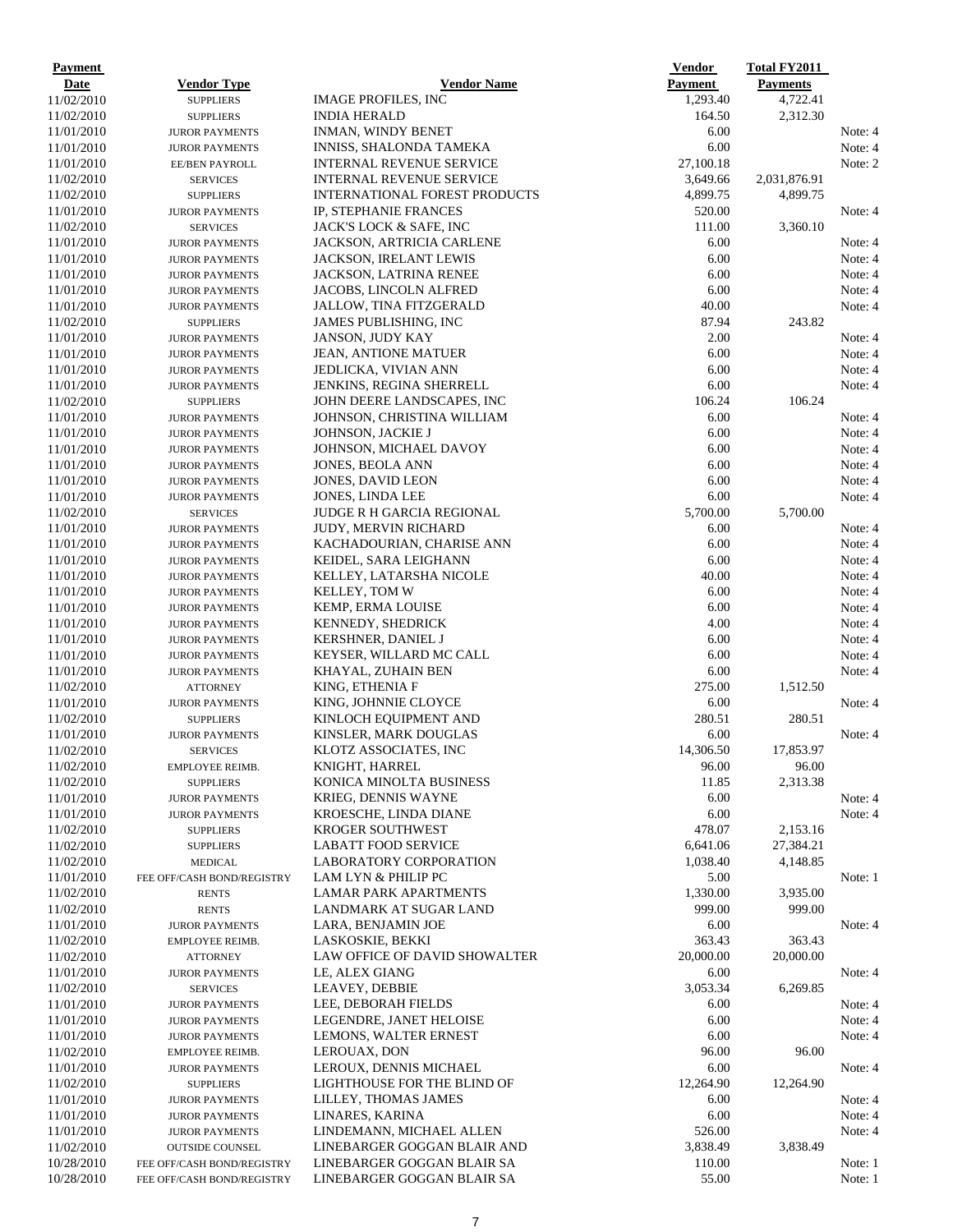| Payment Date | Vendor Type | Vendor Name | Vendor Payment | Total FY2011 Payments | |
|---|---|---|---|---|---|
| 11/02/2010 | SUPPLIERS | IMAGE PROFILES, INC | 1,293.40 | 4,722.41 | |
| 11/02/2010 | SUPPLIERS | INDIA HERALD | 164.50 | 2,312.30 | |
| 11/01/2010 | JUROR PAYMENTS | INMAN, WINDY BENET | 6.00 | | Note: 4 |
| 11/01/2010 | JUROR PAYMENTS | INNISS, SHALONDA TAMEKA | 6.00 | | Note: 4 |
| 11/01/2010 | EE/BEN PAYROLL | INTERNAL REVENUE SERVICE | 27,100.18 | | Note: 2 |
| 11/02/2010 | SERVICES | INTERNAL REVENUE SERVICE | 3,649.66 | 2,031,876.91 | |
| 11/02/2010 | SUPPLIERS | INTERNATIONAL FOREST PRODUCTS | 4,899.75 | 4,899.75 | |
| 11/01/2010 | JUROR PAYMENTS | IP, STEPHANIE FRANCES | 520.00 | | Note: 4 |
| 11/02/2010 | SERVICES | JACK'S LOCK & SAFE, INC | 111.00 | 3,360.10 | |
| 11/01/2010 | JUROR PAYMENTS | JACKSON, ARTRICIA CARLENE | 6.00 | | Note: 4 |
| 11/01/2010 | JUROR PAYMENTS | JACKSON, IRELANT LEWIS | 6.00 | | Note: 4 |
| 11/01/2010 | JUROR PAYMENTS | JACKSON, LATRINA RENEE | 6.00 | | Note: 4 |
| 11/01/2010 | JUROR PAYMENTS | JACOBS, LINCOLN ALFRED | 6.00 | | Note: 4 |
| 11/01/2010 | JUROR PAYMENTS | JALLOW, TINA FITZGERALD | 40.00 | | Note: 4 |
| 11/02/2010 | SUPPLIERS | JAMES PUBLISHING, INC | 87.94 | 243.82 | |
| 11/01/2010 | JUROR PAYMENTS | JANSON, JUDY KAY | 2.00 | | Note: 4 |
| 11/01/2010 | JUROR PAYMENTS | JEAN, ANTIONE MATUER | 6.00 | | Note: 4 |
| 11/01/2010 | JUROR PAYMENTS | JEDLICKA, VIVIAN ANN | 6.00 | | Note: 4 |
| 11/01/2010 | JUROR PAYMENTS | JENKINS, REGINA SHERRELL | 6.00 | | Note: 4 |
| 11/02/2010 | SUPPLIERS | JOHN DEERE LANDSCAPES, INC | 106.24 | 106.24 | |
| 11/01/2010 | JUROR PAYMENTS | JOHNSON, CHRISTINA WILLIAM | 6.00 | | Note: 4 |
| 11/01/2010 | JUROR PAYMENTS | JOHNSON, JACKIE J | 6.00 | | Note: 4 |
| 11/01/2010 | JUROR PAYMENTS | JOHNSON, MICHAEL DAVOY | 6.00 | | Note: 4 |
| 11/01/2010 | JUROR PAYMENTS | JONES, BEOLA ANN | 6.00 | | Note: 4 |
| 11/01/2010 | JUROR PAYMENTS | JONES, DAVID LEON | 6.00 | | Note: 4 |
| 11/01/2010 | JUROR PAYMENTS | JONES, LINDA LEE | 6.00 | | Note: 4 |
| 11/02/2010 | SERVICES | JUDGE R H GARCIA REGIONAL | 5,700.00 | 5,700.00 | |
| 11/01/2010 | JUROR PAYMENTS | JUDY, MERVIN RICHARD | 6.00 | | Note: 4 |
| 11/01/2010 | JUROR PAYMENTS | KACHADOURIAN, CHARISE ANN | 6.00 | | Note: 4 |
| 11/01/2010 | JUROR PAYMENTS | KEIDEL, SARA LEIGHANN | 6.00 | | Note: 4 |
| 11/01/2010 | JUROR PAYMENTS | KELLEY, LATARSHA NICOLE | 40.00 | | Note: 4 |
| 11/01/2010 | JUROR PAYMENTS | KELLEY, TOM W | 6.00 | | Note: 4 |
| 11/01/2010 | JUROR PAYMENTS | KEMP, ERMA LOUISE | 6.00 | | Note: 4 |
| 11/01/2010 | JUROR PAYMENTS | KENNEDY, SHEDRICK | 4.00 | | Note: 4 |
| 11/01/2010 | JUROR PAYMENTS | KERSHNER, DANIEL J | 6.00 | | Note: 4 |
| 11/01/2010 | JUROR PAYMENTS | KEYSER, WILLARD MC CALL | 6.00 | | Note: 4 |
| 11/01/2010 | JUROR PAYMENTS | KHAYAL, ZUHAIN BEN | 6.00 | | Note: 4 |
| 11/02/2010 | ATTORNEY | KING, ETHENIA F | 275.00 | 1,512.50 | |
| 11/01/2010 | JUROR PAYMENTS | KING, JOHNNIE CLOYCE | 6.00 | | Note: 4 |
| 11/02/2010 | SUPPLIERS | KINLOCH EQUIPMENT AND | 280.51 | 280.51 | |
| 11/01/2010 | JUROR PAYMENTS | KINSLER, MARK DOUGLAS | 6.00 | | Note: 4 |
| 11/02/2010 | SERVICES | KLOTZ ASSOCIATES, INC | 14,306.50 | 17,853.97 | |
| 11/02/2010 | EMPLOYEE REIMB. | KNIGHT, HARREL | 96.00 | 96.00 | |
| 11/02/2010 | SUPPLIERS | KONICA MINOLTA BUSINESS | 11.85 | 2,313.38 | |
| 11/01/2010 | JUROR PAYMENTS | KRIEG, DENNIS WAYNE | 6.00 | | Note: 4 |
| 11/01/2010 | JUROR PAYMENTS | KROESCHE, LINDA DIANE | 6.00 | | Note: 4 |
| 11/02/2010 | SUPPLIERS | KROGER SOUTHWEST | 478.07 | 2,153.16 | |
| 11/02/2010 | SUPPLIERS | LABATT FOOD SERVICE | 6,641.06 | 27,384.21 | |
| 11/02/2010 | MEDICAL | LABORATORY CORPORATION | 1,038.40 | 4,148.85 | |
| 11/01/2010 | FEE OFF/CASH BOND/REGISTRY | LAM LYN & PHILIP PC | 5.00 | | Note: 1 |
| 11/02/2010 | RENTS | LAMAR PARK APARTMENTS | 1,330.00 | 3,935.00 | |
| 11/02/2010 | RENTS | LANDMARK AT SUGAR LAND | 999.00 | 999.00 | |
| 11/01/2010 | JUROR PAYMENTS | LARA, BENJAMIN JOE | 6.00 | | Note: 4 |
| 11/02/2010 | EMPLOYEE REIMB. | LASKOSKIE, BEKKI | 363.43 | 363.43 | |
| 11/02/2010 | ATTORNEY | LAW OFFICE OF DAVID SHOWALTER | 20,000.00 | 20,000.00 | |
| 11/01/2010 | JUROR PAYMENTS | LE, ALEX GIANG | 6.00 | | Note: 4 |
| 11/02/2010 | SERVICES | LEAVEY, DEBBIE | 3,053.34 | 6,269.85 | |
| 11/01/2010 | JUROR PAYMENTS | LEE, DEBORAH FIELDS | 6.00 | | Note: 4 |
| 11/01/2010 | JUROR PAYMENTS | LEGENDRE, JANET HELOISE | 6.00 | | Note: 4 |
| 11/01/2010 | JUROR PAYMENTS | LEMONS, WALTER ERNEST | 6.00 | | Note: 4 |
| 11/02/2010 | EMPLOYEE REIMB. | LEROUAX, DON | 96.00 | 96.00 | |
| 11/01/2010 | JUROR PAYMENTS | LEROUX, DENNIS MICHAEL | 6.00 | | Note: 4 |
| 11/02/2010 | SUPPLIERS | LIGHTHOUSE FOR THE BLIND OF | 12,264.90 | 12,264.90 | |
| 11/01/2010 | JUROR PAYMENTS | LILLEY, THOMAS JAMES | 6.00 | | Note: 4 |
| 11/01/2010 | JUROR PAYMENTS | LINARES, KARINA | 6.00 | | Note: 4 |
| 11/01/2010 | JUROR PAYMENTS | LINDEMANN, MICHAEL ALLEN | 526.00 | | Note: 4 |
| 11/02/2010 | OUTSIDE COUNSEL | LINEBARGER GOGGAN BLAIR AND | 3,838.49 | 3,838.49 | |
| 10/28/2010 | FEE OFF/CASH BOND/REGISTRY | LINEBARGER GOGGAN BLAIR SA | 110.00 | | Note: 1 |
| 10/28/2010 | FEE OFF/CASH BOND/REGISTRY | LINEBARGER GOGGAN BLAIR SA | 55.00 | | Note: 1 |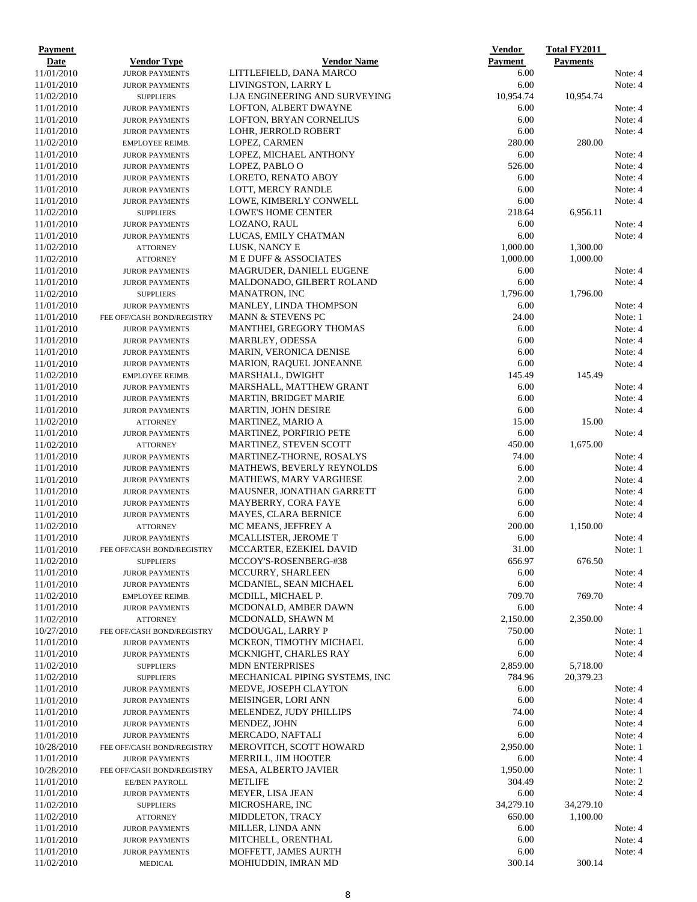| Payment Date | Vendor Type | Vendor Name | Vendor Payment | Total FY2011 Payments | |
|---|---|---|---|---|---|
| 11/01/2010 | JUROR PAYMENTS | LITTLEFIELD, DANA MARCO | 6.00 | | Note: 4 |
| 11/01/2010 | JUROR PAYMENTS | LIVINGSTON, LARRY L | 6.00 | | Note: 4 |
| 11/02/2010 | SUPPLIERS | LJA ENGINEERING AND SURVEYING | 10,954.74 | 10,954.74 | |
| 11/01/2010 | JUROR PAYMENTS | LOFTON, ALBERT DWAYNE | 6.00 | | Note: 4 |
| 11/01/2010 | JUROR PAYMENTS | LOFTON, BRYAN CORNELIUS | 6.00 | | Note: 4 |
| 11/01/2010 | JUROR PAYMENTS | LOHR, JERROLD ROBERT | 6.00 | | Note: 4 |
| 11/02/2010 | EMPLOYEE REIMB. | LOPEZ, CARMEN | 280.00 | 280.00 | |
| 11/01/2010 | JUROR PAYMENTS | LOPEZ, MICHAEL ANTHONY | 6.00 | | Note: 4 |
| 11/01/2010 | JUROR PAYMENTS | LOPEZ, PABLO O | 526.00 | | Note: 4 |
| 11/01/2010 | JUROR PAYMENTS | LORETO, RENATO ABOY | 6.00 | | Note: 4 |
| 11/01/2010 | JUROR PAYMENTS | LOTT, MERCY RANDLE | 6.00 | | Note: 4 |
| 11/01/2010 | JUROR PAYMENTS | LOWE, KIMBERLY CONWELL | 6.00 | | Note: 4 |
| 11/02/2010 | SUPPLIERS | LOWE'S HOME CENTER | 218.64 | 6,956.11 | |
| 11/01/2010 | JUROR PAYMENTS | LOZANO, RAUL | 6.00 | | Note: 4 |
| 11/01/2010 | JUROR PAYMENTS | LUCAS, EMILY CHATMAN | 6.00 | | Note: 4 |
| 11/02/2010 | ATTORNEY | LUSK, NANCY E | 1,000.00 | 1,300.00 | |
| 11/02/2010 | ATTORNEY | M E DUFF & ASSOCIATES | 1,000.00 | 1,000.00 | |
| 11/01/2010 | JUROR PAYMENTS | MAGRUDER, DANIELL EUGENE | 6.00 | | Note: 4 |
| 11/01/2010 | JUROR PAYMENTS | MALDONADO, GILBERT ROLAND | 6.00 | | Note: 4 |
| 11/02/2010 | SUPPLIERS | MANATRON, INC | 1,796.00 | 1,796.00 | |
| 11/01/2010 | JUROR PAYMENTS | MANLEY, LINDA THOMPSON | 6.00 | | Note: 4 |
| 11/01/2010 | FEE OFF/CASH BOND/REGISTRY | MANN & STEVENS PC | 24.00 | | Note: 1 |
| 11/01/2010 | JUROR PAYMENTS | MANTHEI, GREGORY THOMAS | 6.00 | | Note: 4 |
| 11/01/2010 | JUROR PAYMENTS | MARBLEY, ODESSA | 6.00 | | Note: 4 |
| 11/01/2010 | JUROR PAYMENTS | MARIN, VERONICA DENISE | 6.00 | | Note: 4 |
| 11/01/2010 | JUROR PAYMENTS | MARION, RAQUEL JONEANNE | 6.00 | | Note: 4 |
| 11/02/2010 | EMPLOYEE REIMB. | MARSHALL, DWIGHT | 145.49 | 145.49 | |
| 11/01/2010 | JUROR PAYMENTS | MARSHALL, MATTHEW GRANT | 6.00 | | Note: 4 |
| 11/01/2010 | JUROR PAYMENTS | MARTIN, BRIDGET MARIE | 6.00 | | Note: 4 |
| 11/01/2010 | JUROR PAYMENTS | MARTIN, JOHN DESIRE | 6.00 | | Note: 4 |
| 11/02/2010 | ATTORNEY | MARTINEZ, MARIO A | 15.00 | 15.00 | |
| 11/01/2010 | JUROR PAYMENTS | MARTINEZ, PORFIRIO PETE | 6.00 | | Note: 4 |
| 11/02/2010 | ATTORNEY | MARTINEZ, STEVEN SCOTT | 450.00 | 1,675.00 | |
| 11/01/2010 | JUROR PAYMENTS | MARTINEZ-THORNE, ROSALYS | 74.00 | | Note: 4 |
| 11/01/2010 | JUROR PAYMENTS | MATHEWS, BEVERLY REYNOLDS | 6.00 | | Note: 4 |
| 11/01/2010 | JUROR PAYMENTS | MATHEWS, MARY VARGHESE | 2.00 | | Note: 4 |
| 11/01/2010 | JUROR PAYMENTS | MAUSNER, JONATHAN GARRETT | 6.00 | | Note: 4 |
| 11/01/2010 | JUROR PAYMENTS | MAYBERRY, CORA FAYE | 6.00 | | Note: 4 |
| 11/01/2010 | JUROR PAYMENTS | MAYES, CLARA BERNICE | 6.00 | | Note: 4 |
| 11/02/2010 | ATTORNEY | MC MEANS, JEFFREY A | 200.00 | 1,150.00 | |
| 11/01/2010 | JUROR PAYMENTS | MCALLISTER, JEROME T | 6.00 | | Note: 4 |
| 11/01/2010 | FEE OFF/CASH BOND/REGISTRY | MCCARTER, EZEKIEL DAVID | 31.00 | | Note: 1 |
| 11/02/2010 | SUPPLIERS | MCCOY'S-ROSENBERG-#38 | 656.97 | 676.50 | |
| 11/01/2010 | JUROR PAYMENTS | MCCURRY, SHARLEEN | 6.00 | | Note: 4 |
| 11/01/2010 | JUROR PAYMENTS | MCDANIEL, SEAN MICHAEL | 6.00 | | Note: 4 |
| 11/02/2010 | EMPLOYEE REIMB. | MCDILL, MICHAEL P. | 709.70 | 769.70 | |
| 11/01/2010 | JUROR PAYMENTS | MCDONALD, AMBER DAWN | 6.00 | | Note: 4 |
| 11/02/2010 | ATTORNEY | MCDONALD, SHAWN M | 2,150.00 | 2,350.00 | |
| 10/27/2010 | FEE OFF/CASH BOND/REGISTRY | MCDOUGAL, LARRY P | 750.00 | | Note: 1 |
| 11/01/2010 | JUROR PAYMENTS | MCKEON, TIMOTHY MICHAEL | 6.00 | | Note: 4 |
| 11/01/2010 | JUROR PAYMENTS | MCKNIGHT, CHARLES RAY | 6.00 | | Note: 4 |
| 11/02/2010 | SUPPLIERS | MDN ENTERPRISES | 2,859.00 | 5,718.00 | |
| 11/02/2010 | SUPPLIERS | MECHANICAL PIPING SYSTEMS, INC | 784.96 | 20,379.23 | |
| 11/01/2010 | JUROR PAYMENTS | MEDVE, JOSEPH CLAYTON | 6.00 | | Note: 4 |
| 11/01/2010 | JUROR PAYMENTS | MEISINGER, LORI ANN | 6.00 | | Note: 4 |
| 11/01/2010 | JUROR PAYMENTS | MELENDEZ, JUDY PHILLIPS | 74.00 | | Note: 4 |
| 11/01/2010 | JUROR PAYMENTS | MENDEZ, JOHN | 6.00 | | Note: 4 |
| 11/01/2010 | JUROR PAYMENTS | MERCADO, NAFTALI | 6.00 | | Note: 4 |
| 10/28/2010 | FEE OFF/CASH BOND/REGISTRY | MEROVITCH, SCOTT HOWARD | 2,950.00 | | Note: 1 |
| 11/01/2010 | JUROR PAYMENTS | MERRILL, JIM HOOTER | 6.00 | | Note: 4 |
| 10/28/2010 | FEE OFF/CASH BOND/REGISTRY | MESA, ALBERTO JAVIER | 1,950.00 | | Note: 1 |
| 11/01/2010 | EE/BEN PAYROLL | METLIFE | 304.49 | | Note: 2 |
| 11/01/2010 | JUROR PAYMENTS | MEYER, LISA JEAN | 6.00 | | Note: 4 |
| 11/02/2010 | SUPPLIERS | MICROSHARE, INC | 34,279.10 | 34,279.10 | |
| 11/02/2010 | ATTORNEY | MIDDLETON, TRACY | 650.00 | 1,100.00 | |
| 11/01/2010 | JUROR PAYMENTS | MILLER, LINDA ANN | 6.00 | | Note: 4 |
| 11/01/2010 | JUROR PAYMENTS | MITCHELL, ORENTHAL | 6.00 | | Note: 4 |
| 11/01/2010 | JUROR PAYMENTS | MOFFETT, JAMES AURTH | 6.00 | | Note: 4 |
| 11/02/2010 | MEDICAL | MOHIUDDIN, IMRAN MD | 300.14 | 300.14 | |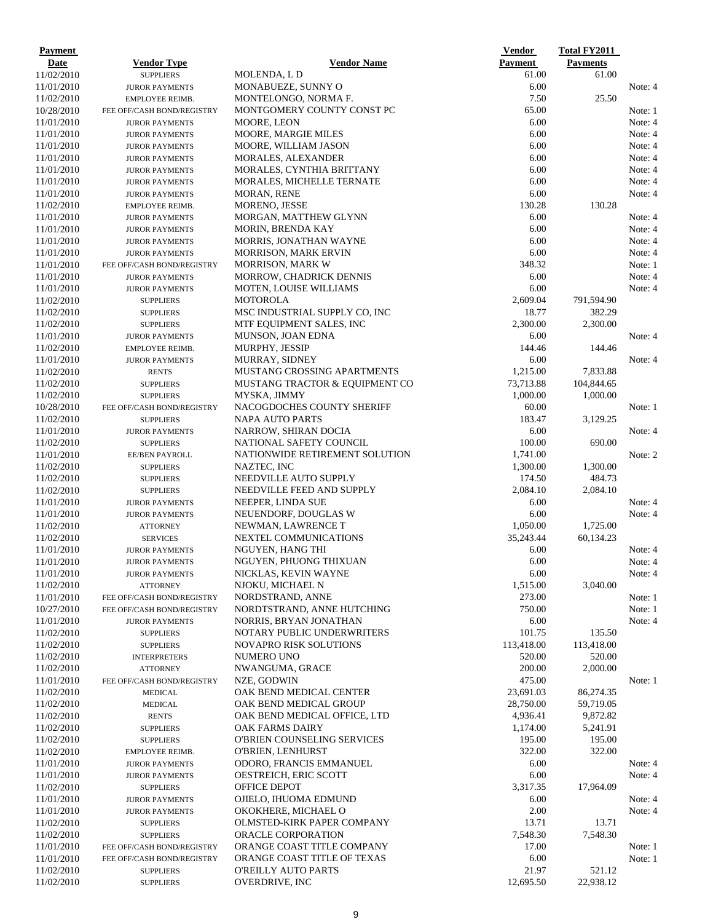| Payment Date | Vendor Type | Vendor Name | Vendor Payment | Total FY2011 Payments | |
|---|---|---|---|---|---|
| 11/02/2010 | SUPPLIERS | MOLENDA, L D | 61.00 | 61.00 | |
| 11/01/2010 | JUROR PAYMENTS | MONABUEZE, SUNNY O | 6.00 | | Note: 4 |
| 11/02/2010 | EMPLOYEE REIMB. | MONTELONGO, NORMA F. | 7.50 | 25.50 | |
| 10/28/2010 | FEE OFF/CASH BOND/REGISTRY | MONTGOMERY COUNTY CONST PC | 65.00 | | Note: 1 |
| 11/01/2010 | JUROR PAYMENTS | MOORE, LEON | 6.00 | | Note: 4 |
| 11/01/2010 | JUROR PAYMENTS | MOORE, MARGIE MILES | 6.00 | | Note: 4 |
| 11/01/2010 | JUROR PAYMENTS | MOORE, WILLIAM JASON | 6.00 | | Note: 4 |
| 11/01/2010 | JUROR PAYMENTS | MORALES, ALEXANDER | 6.00 | | Note: 4 |
| 11/01/2010 | JUROR PAYMENTS | MORALES, CYNTHIA BRITTANY | 6.00 | | Note: 4 |
| 11/01/2010 | JUROR PAYMENTS | MORALES, MICHELLE TERNATE | 6.00 | | Note: 4 |
| 11/01/2010 | JUROR PAYMENTS | MORAN, RENE | 6.00 | | Note: 4 |
| 11/02/2010 | EMPLOYEE REIMB. | MORENO, JESSE | 130.28 | 130.28 | |
| 11/01/2010 | JUROR PAYMENTS | MORGAN, MATTHEW GLYNN | 6.00 | | Note: 4 |
| 11/01/2010 | JUROR PAYMENTS | MORIN, BRENDA KAY | 6.00 | | Note: 4 |
| 11/01/2010 | JUROR PAYMENTS | MORRIS, JONATHAN WAYNE | 6.00 | | Note: 4 |
| 11/01/2010 | JUROR PAYMENTS | MORRISON, MARK ERVIN | 6.00 | | Note: 4 |
| 11/01/2010 | FEE OFF/CASH BOND/REGISTRY | MORRISON, MARK W | 348.32 | | Note: 1 |
| 11/01/2010 | JUROR PAYMENTS | MORROW, CHADRICK DENNIS | 6.00 | | Note: 4 |
| 11/01/2010 | JUROR PAYMENTS | MOTEN, LOUISE WILLIAMS | 6.00 | | Note: 4 |
| 11/02/2010 | SUPPLIERS | MOTOROLA | 2,609.04 | 791,594.90 | |
| 11/02/2010 | SUPPLIERS | MSC INDUSTRIAL SUPPLY CO, INC | 18.77 | 382.29 | |
| 11/02/2010 | SUPPLIERS | MTF EQUIPMENT SALES, INC | 2,300.00 | 2,300.00 | |
| 11/01/2010 | JUROR PAYMENTS | MUNSON, JOAN EDNA | 6.00 | | Note: 4 |
| 11/02/2010 | EMPLOYEE REIMB. | MURPHY, JESSIP | 144.46 | 144.46 | |
| 11/01/2010 | JUROR PAYMENTS | MURRAY, SIDNEY | 6.00 | | Note: 4 |
| 11/02/2010 | RENTS | MUSTANG CROSSING APARTMENTS | 1,215.00 | 7,833.88 | |
| 11/02/2010 | SUPPLIERS | MUSTANG TRACTOR & EQUIPMENT CO | 73,713.88 | 104,844.65 | |
| 11/02/2010 | SUPPLIERS | MYSKA, JIMMY | 1,000.00 | 1,000.00 | |
| 10/28/2010 | FEE OFF/CASH BOND/REGISTRY | NACOGDOCHES COUNTY SHERIFF | 60.00 | | Note: 1 |
| 11/02/2010 | SUPPLIERS | NAPA AUTO PARTS | 183.47 | 3,129.25 | |
| 11/01/2010 | JUROR PAYMENTS | NARROW, SHIRAN DOCIA | 6.00 | | Note: 4 |
| 11/02/2010 | SUPPLIERS | NATIONAL SAFETY COUNCIL | 100.00 | 690.00 | |
| 11/01/2010 | EE/BEN PAYROLL | NATIONWIDE RETIREMENT SOLUTION | 1,741.00 | | Note: 2 |
| 11/02/2010 | SUPPLIERS | NAZTEC, INC | 1,300.00 | 1,300.00 | |
| 11/02/2010 | SUPPLIERS | NEEDVILLE AUTO SUPPLY | 174.50 | 484.73 | |
| 11/02/2010 | SUPPLIERS | NEEDVILLE FEED AND SUPPLY | 2,084.10 | 2,084.10 | |
| 11/01/2010 | JUROR PAYMENTS | NEEPER, LINDA SUE | 6.00 | | Note: 4 |
| 11/01/2010 | JUROR PAYMENTS | NEUENDORF, DOUGLAS W | 6.00 | | Note: 4 |
| 11/02/2010 | ATTORNEY | NEWMAN, LAWRENCE T | 1,050.00 | 1,725.00 | |
| 11/02/2010 | SERVICES | NEXTEL COMMUNICATIONS | 35,243.44 | 60,134.23 | |
| 11/01/2010 | JUROR PAYMENTS | NGUYEN, HANG THI | 6.00 | | Note: 4 |
| 11/01/2010 | JUROR PAYMENTS | NGUYEN, PHUONG THIXUAN | 6.00 | | Note: 4 |
| 11/01/2010 | JUROR PAYMENTS | NICKLAS, KEVIN WAYNE | 6.00 | | Note: 4 |
| 11/02/2010 | ATTORNEY | NJOKU, MICHAEL N | 1,515.00 | 3,040.00 | |
| 11/01/2010 | FEE OFF/CASH BOND/REGISTRY | NORDSTRAND, ANNE | 273.00 | | Note: 1 |
| 10/27/2010 | FEE OFF/CASH BOND/REGISTRY | NORDTSTRAND, ANNE HUTCHING | 750.00 | | Note: 1 |
| 11/01/2010 | JUROR PAYMENTS | NORRIS, BRYAN JONATHAN | 6.00 | | Note: 4 |
| 11/02/2010 | SUPPLIERS | NOTARY PUBLIC UNDERWRITERS | 101.75 | 135.50 | |
| 11/02/2010 | SUPPLIERS | NOVAPRO RISK SOLUTIONS | 113,418.00 | 113,418.00 | |
| 11/02/2010 | INTERPRETERS | NUMERO UNO | 520.00 | 520.00 | |
| 11/02/2010 | ATTORNEY | NWANGUMA, GRACE | 200.00 | 2,000.00 | |
| 11/01/2010 | FEE OFF/CASH BOND/REGISTRY | NZE, GODWIN | 475.00 | | Note: 1 |
| 11/02/2010 | MEDICAL | OAK BEND MEDICAL CENTER | 23,691.03 | 86,274.35 | |
| 11/02/2010 | MEDICAL | OAK BEND MEDICAL GROUP | 28,750.00 | 59,719.05 | |
| 11/02/2010 | RENTS | OAK BEND MEDICAL OFFICE, LTD | 4,936.41 | 9,872.82 | |
| 11/02/2010 | SUPPLIERS | OAK FARMS DAIRY | 1,174.00 | 5,241.91 | |
| 11/02/2010 | SUPPLIERS | O'BRIEN COUNSELING SERVICES | 195.00 | 195.00 | |
| 11/02/2010 | EMPLOYEE REIMB. | O'BRIEN, LENHURST | 322.00 | 322.00 | |
| 11/01/2010 | JUROR PAYMENTS | ODORO, FRANCIS EMMANUEL | 6.00 | | Note: 4 |
| 11/01/2010 | JUROR PAYMENTS | OESTREICH, ERIC SCOTT | 6.00 | | Note: 4 |
| 11/02/2010 | SUPPLIERS | OFFICE DEPOT | 3,317.35 | 17,964.09 | |
| 11/01/2010 | JUROR PAYMENTS | OJIELO, IHUOMA EDMUND | 6.00 | | Note: 4 |
| 11/01/2010 | JUROR PAYMENTS | OKOKHERE, MICHAEL O | 2.00 | | Note: 4 |
| 11/02/2010 | SUPPLIERS | OLMSTED-KIRK PAPER COMPANY | 13.71 | 13.71 | |
| 11/02/2010 | SUPPLIERS | ORACLE CORPORATION | 7,548.30 | 7,548.30 | |
| 11/01/2010 | FEE OFF/CASH BOND/REGISTRY | ORANGE COAST TITLE COMPANY | 17.00 | | Note: 1 |
| 11/01/2010 | FEE OFF/CASH BOND/REGISTRY | ORANGE COAST TITLE OF TEXAS | 6.00 | | Note: 1 |
| 11/02/2010 | SUPPLIERS | O'REILLY AUTO PARTS | 21.97 | 521.12 | |
| 11/02/2010 | SUPPLIERS | OVERDRIVE, INC | 12,695.50 | 22,938.12 | |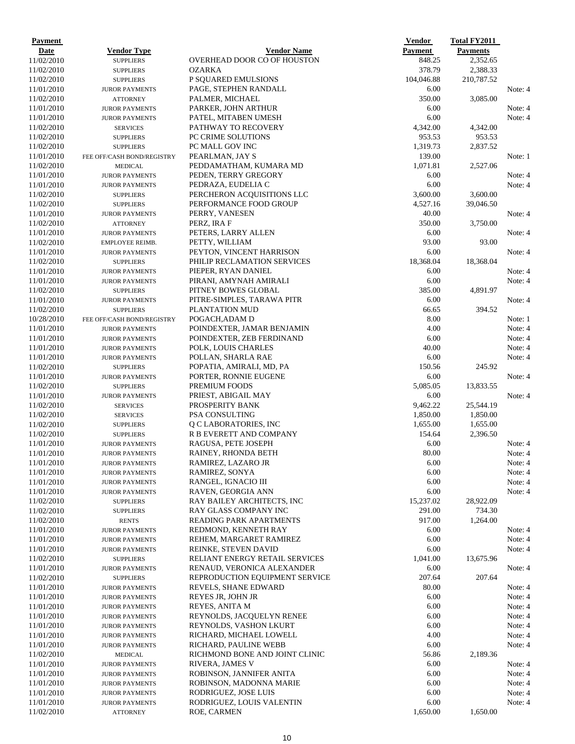| Payment Date | Vendor Type | Vendor Name | Vendor Payment | Total FY2011 Payments | |
|---|---|---|---|---|---|
| 11/02/2010 | SUPPLIERS | OVERHEAD DOOR CO OF HOUSTON | 848.25 | 2,352.65 | |
| 11/02/2010 | SUPPLIERS | OZARKA | 378.79 | 2,388.33 | |
| 11/02/2010 | SUPPLIERS | P SQUARED EMULSIONS | 104,046.88 | 210,787.52 | |
| 11/01/2010 | JUROR PAYMENTS | PAGE, STEPHEN RANDALL | 6.00 | | Note: 4 |
| 11/02/2010 | ATTORNEY | PALMER, MICHAEL | 350.00 | 3,085.00 | |
| 11/01/2010 | JUROR PAYMENTS | PARKER, JOHN ARTHUR | 6.00 | | Note: 4 |
| 11/01/2010 | JUROR PAYMENTS | PATEL, MITABEN UMESH | 6.00 | | Note: 4 |
| 11/02/2010 | SERVICES | PATHWAY TO RECOVERY | 4,342.00 | 4,342.00 | |
| 11/02/2010 | SUPPLIERS | PC CRIME SOLUTIONS | 953.53 | 953.53 | |
| 11/02/2010 | SUPPLIERS | PC MALL GOV INC | 1,319.73 | 2,837.52 | |
| 11/01/2010 | FEE OFF/CASH BOND/REGISTRY | PEARLMAN, JAY S | 139.00 | | Note: 1 |
| 11/02/2010 | MEDICAL | PEDDAMATHAM, KUMARA MD | 1,071.81 | 2,527.06 | |
| 11/01/2010 | JUROR PAYMENTS | PEDEN, TERRY GREGORY | 6.00 | | Note: 4 |
| 11/01/2010 | JUROR PAYMENTS | PEDRAZA, EUDELIA C | 6.00 | | Note: 4 |
| 11/02/2010 | SUPPLIERS | PERCHERON ACQUISITIONS LLC | 3,600.00 | 3,600.00 | |
| 11/02/2010 | SUPPLIERS | PERFORMANCE FOOD GROUP | 4,527.16 | 39,046.50 | |
| 11/01/2010 | JUROR PAYMENTS | PERRY, VANESEN | 40.00 | | Note: 4 |
| 11/02/2010 | ATTORNEY | PERZ, IRA F | 350.00 | 3,750.00 | |
| 11/01/2010 | JUROR PAYMENTS | PETERS, LARRY ALLEN | 6.00 | | Note: 4 |
| 11/02/2010 | EMPLOYEE REIMB. | PETTY, WILLIAM | 93.00 | 93.00 | |
| 11/01/2010 | JUROR PAYMENTS | PEYTON, VINCENT HARRISON | 6.00 | | Note: 4 |
| 11/02/2010 | SUPPLIERS | PHILIP RECLAMATION SERVICES | 18,368.04 | 18,368.04 | |
| 11/01/2010 | JUROR PAYMENTS | PIEPER, RYAN DANIEL | 6.00 | | Note: 4 |
| 11/01/2010 | JUROR PAYMENTS | PIRANI, AMYNAH AMIRALI | 6.00 | | Note: 4 |
| 11/02/2010 | SUPPLIERS | PITNEY BOWES GLOBAL | 385.00 | 4,891.97 | |
| 11/01/2010 | JUROR PAYMENTS | PITRE-SIMPLES, TARAWA PITR | 6.00 | | Note: 4 |
| 11/02/2010 | SUPPLIERS | PLANTATION MUD | 66.65 | 394.52 | |
| 10/28/2010 | FEE OFF/CASH BOND/REGISTRY | POGACH,ADAM D | 8.00 | | Note: 1 |
| 11/01/2010 | JUROR PAYMENTS | POINDEXTER, JAMAR BENJAMIN | 4.00 | | Note: 4 |
| 11/01/2010 | JUROR PAYMENTS | POINDEXTER, ZEB FERDINAND | 6.00 | | Note: 4 |
| 11/01/2010 | JUROR PAYMENTS | POLK, LOUIS CHARLES | 40.00 | | Note: 4 |
| 11/01/2010 | JUROR PAYMENTS | POLLAN, SHARLA RAE | 6.00 | | Note: 4 |
| 11/02/2010 | SUPPLIERS | POPATIA, AMIRALI, MD, PA | 150.56 | 245.92 | |
| 11/01/2010 | JUROR PAYMENTS | PORTER, RONNIE EUGENE | 6.00 | | Note: 4 |
| 11/02/2010 | SUPPLIERS | PREMIUM FOODS | 5,085.05 | 13,833.55 | |
| 11/01/2010 | JUROR PAYMENTS | PRIEST, ABIGAIL MAY | 6.00 | | Note: 4 |
| 11/02/2010 | SERVICES | PROSPERITY BANK | 9,462.22 | 25,544.19 | |
| 11/02/2010 | SERVICES | PSA CONSULTING | 1,850.00 | 1,850.00 | |
| 11/02/2010 | SUPPLIERS | Q C LABORATORIES, INC | 1,655.00 | 1,655.00 | |
| 11/02/2010 | SUPPLIERS | R B EVERETT AND COMPANY | 154.64 | 2,396.50 | |
| 11/01/2010 | JUROR PAYMENTS | RAGUSA, PETE JOSEPH | 6.00 | | Note: 4 |
| 11/01/2010 | JUROR PAYMENTS | RAINEY, RHONDA BETH | 80.00 | | Note: 4 |
| 11/01/2010 | JUROR PAYMENTS | RAMIREZ, LAZARO JR | 6.00 | | Note: 4 |
| 11/01/2010 | JUROR PAYMENTS | RAMIREZ, SONYA | 6.00 | | Note: 4 |
| 11/01/2010 | JUROR PAYMENTS | RANGEL, IGNACIO III | 6.00 | | Note: 4 |
| 11/01/2010 | JUROR PAYMENTS | RAVEN, GEORGIA ANN | 6.00 | | Note: 4 |
| 11/02/2010 | SUPPLIERS | RAY BAILEY ARCHITECTS, INC | 15,237.02 | 28,922.09 | |
| 11/02/2010 | SUPPLIERS | RAY GLASS COMPANY INC | 291.00 | 734.30 | |
| 11/02/2010 | RENTS | READING PARK APARTMENTS | 917.00 | 1,264.00 | |
| 11/01/2010 | JUROR PAYMENTS | REDMOND, KENNETH RAY | 6.00 | | Note: 4 |
| 11/01/2010 | JUROR PAYMENTS | REHEM, MARGARET RAMIREZ | 6.00 | | Note: 4 |
| 11/01/2010 | JUROR PAYMENTS | REINKE, STEVEN DAVID | 6.00 | | Note: 4 |
| 11/02/2010 | SUPPLIERS | RELIANT ENERGY RETAIL SERVICES | 1,041.00 | 13,675.96 | |
| 11/01/2010 | JUROR PAYMENTS | RENAUD, VERONICA ALEXANDER | 6.00 | | Note: 4 |
| 11/02/2010 | SUPPLIERS | REPRODUCTION EQUIPMENT SERVICE | 207.64 | 207.64 | |
| 11/01/2010 | JUROR PAYMENTS | REVELS, SHANE EDWARD | 80.00 | | Note: 4 |
| 11/01/2010 | JUROR PAYMENTS | REYES JR, JOHN JR | 6.00 | | Note: 4 |
| 11/01/2010 | JUROR PAYMENTS | REYES, ANITA M | 6.00 | | Note: 4 |
| 11/01/2010 | JUROR PAYMENTS | REYNOLDS, JACQUELYN RENEE | 6.00 | | Note: 4 |
| 11/01/2010 | JUROR PAYMENTS | REYNOLDS, VASHON LKURT | 6.00 | | Note: 4 |
| 11/01/2010 | JUROR PAYMENTS | RICHARD, MICHAEL LOWELL | 4.00 | | Note: 4 |
| 11/01/2010 | JUROR PAYMENTS | RICHARD, PAULINE WEBB | 6.00 | | Note: 4 |
| 11/02/2010 | MEDICAL | RICHMOND BONE AND JOINT CLINIC | 56.86 | 2,189.36 | |
| 11/01/2010 | JUROR PAYMENTS | RIVERA, JAMES V | 6.00 | | Note: 4 |
| 11/01/2010 | JUROR PAYMENTS | ROBINSON, JANNIFER ANITA | 6.00 | | Note: 4 |
| 11/01/2010 | JUROR PAYMENTS | ROBINSON, MADONNA MARIE | 6.00 | | Note: 4 |
| 11/01/2010 | JUROR PAYMENTS | RODRIGUEZ, JOSE LUIS | 6.00 | | Note: 4 |
| 11/01/2010 | JUROR PAYMENTS | RODRIGUEZ, LOUIS VALENTIN | 6.00 | | Note: 4 |
| 11/02/2010 | ATTORNEY | ROE, CARMEN | 1,650.00 | 1,650.00 | |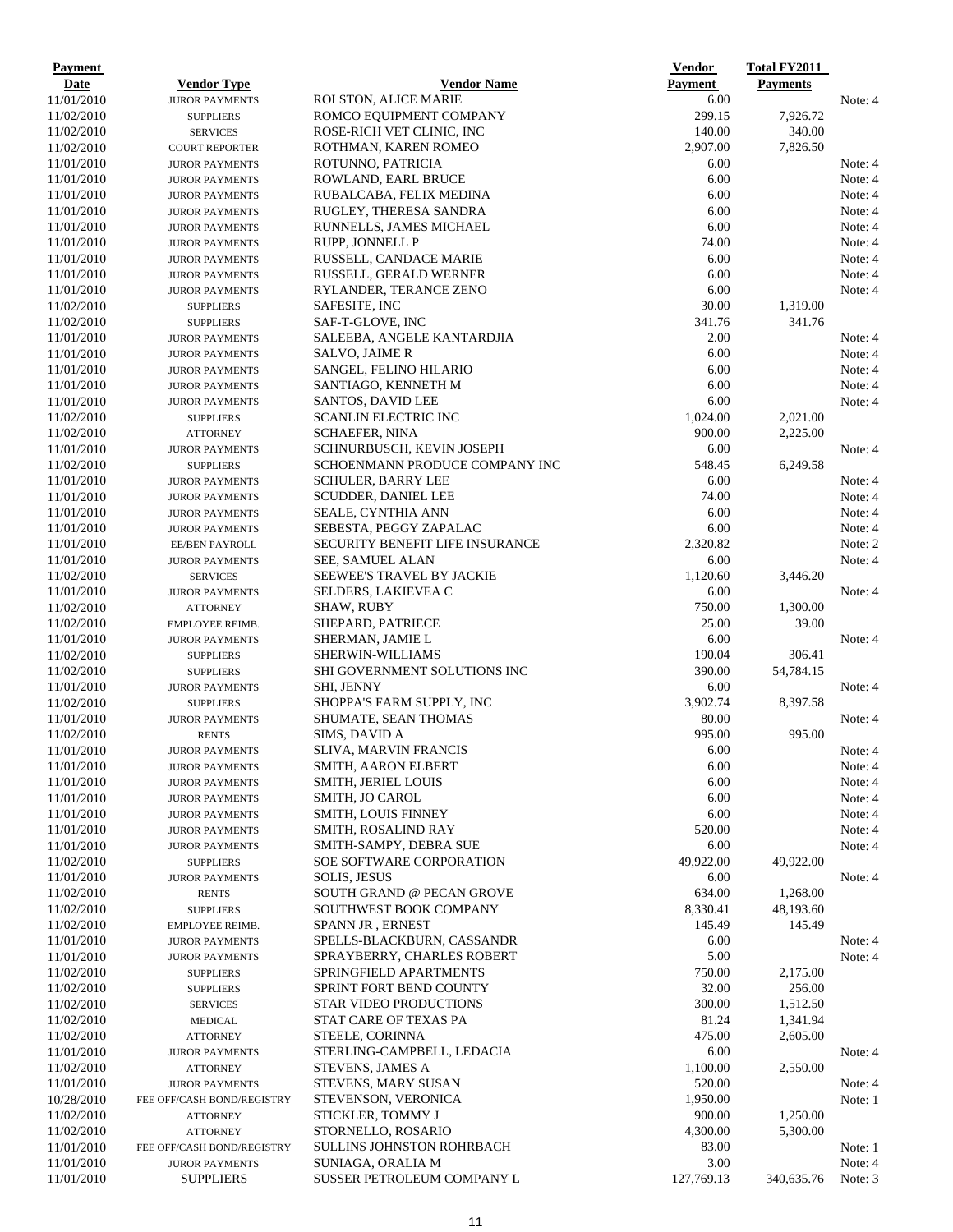| Payment Date | Vendor Type | Vendor Name | Vendor Payment | Total FY2011 Payments | |
|---|---|---|---|---|---|
| 11/01/2010 | JUROR PAYMENTS | ROLSTON, ALICE MARIE | 6.00 | | Note: 4 |
| 11/02/2010 | SUPPLIERS | ROMCO EQUIPMENT COMPANY | 299.15 | 7,926.72 | |
| 11/02/2010 | SERVICES | ROSE-RICH VET CLINIC, INC | 140.00 | 340.00 | |
| 11/02/2010 | COURT REPORTER | ROTHMAN, KAREN ROMEO | 2,907.00 | 7,826.50 | |
| 11/01/2010 | JUROR PAYMENTS | ROTUNNO, PATRICIA | 6.00 | | Note: 4 |
| 11/01/2010 | JUROR PAYMENTS | ROWLAND, EARL BRUCE | 6.00 | | Note: 4 |
| 11/01/2010 | JUROR PAYMENTS | RUBALCABA, FELIX MEDINA | 6.00 | | Note: 4 |
| 11/01/2010 | JUROR PAYMENTS | RUGLEY, THERESA SANDRA | 6.00 | | Note: 4 |
| 11/01/2010 | JUROR PAYMENTS | RUNNELLS, JAMES MICHAEL | 6.00 | | Note: 4 |
| 11/01/2010 | JUROR PAYMENTS | RUPP, JONNELL P | 74.00 | | Note: 4 |
| 11/01/2010 | JUROR PAYMENTS | RUSSELL, CANDACE MARIE | 6.00 | | Note: 4 |
| 11/01/2010 | JUROR PAYMENTS | RUSSELL, GERALD WERNER | 6.00 | | Note: 4 |
| 11/01/2010 | JUROR PAYMENTS | RYLANDER, TERANCE ZENO | 6.00 | | Note: 4 |
| 11/02/2010 | SUPPLIERS | SAFESITE, INC | 30.00 | 1,319.00 | |
| 11/02/2010 | SUPPLIERS | SAF-T-GLOVE, INC | 341.76 | 341.76 | |
| 11/01/2010 | JUROR PAYMENTS | SALEEBA, ANGELE KANTARDJIA | 2.00 | | Note: 4 |
| 11/01/2010 | JUROR PAYMENTS | SALVO, JAIME R | 6.00 | | Note: 4 |
| 11/01/2010 | JUROR PAYMENTS | SANGEL, FELINO HILARIO | 6.00 | | Note: 4 |
| 11/01/2010 | JUROR PAYMENTS | SANTIAGO, KENNETH M | 6.00 | | Note: 4 |
| 11/01/2010 | JUROR PAYMENTS | SANTOS, DAVID LEE | 6.00 | | Note: 4 |
| 11/02/2010 | SUPPLIERS | SCANLIN ELECTRIC INC | 1,024.00 | 2,021.00 | |
| 11/02/2010 | ATTORNEY | SCHAEFER, NINA | 900.00 | 2,225.00 | |
| 11/01/2010 | JUROR PAYMENTS | SCHNURBUSCH, KEVIN JOSEPH | 6.00 | | Note: 4 |
| 11/02/2010 | SUPPLIERS | SCHOENMANN PRODUCE COMPANY INC | 548.45 | 6,249.58 | |
| 11/01/2010 | JUROR PAYMENTS | SCHULER, BARRY LEE | 6.00 | | Note: 4 |
| 11/01/2010 | JUROR PAYMENTS | SCUDDER, DANIEL LEE | 74.00 | | Note: 4 |
| 11/01/2010 | JUROR PAYMENTS | SEALE, CYNTHIA ANN | 6.00 | | Note: 4 |
| 11/01/2010 | JUROR PAYMENTS | SEBESTA, PEGGY ZAPALAC | 6.00 | | Note: 4 |
| 11/01/2010 | EE/BEN PAYROLL | SECURITY BENEFIT LIFE INSURANCE | 2,320.82 | | Note: 2 |
| 11/01/2010 | JUROR PAYMENTS | SEE, SAMUEL ALAN | 6.00 | | Note: 4 |
| 11/02/2010 | SERVICES | SEEWEE'S TRAVEL BY JACKIE | 1,120.60 | 3,446.20 | |
| 11/01/2010 | JUROR PAYMENTS | SELDERS, LAKIEVEA C | 6.00 | | Note: 4 |
| 11/02/2010 | ATTORNEY | SHAW, RUBY | 750.00 | 1,300.00 | |
| 11/02/2010 | EMPLOYEE REIMB. | SHEPARD, PATRIECE | 25.00 | 39.00 | |
| 11/01/2010 | JUROR PAYMENTS | SHERMAN, JAMIE L | 6.00 | | Note: 4 |
| 11/02/2010 | SUPPLIERS | SHERWIN-WILLIAMS | 190.04 | 306.41 | |
| 11/02/2010 | SUPPLIERS | SHI GOVERNMENT SOLUTIONS INC | 390.00 | 54,784.15 | |
| 11/01/2010 | JUROR PAYMENTS | SHI, JENNY | 6.00 | | Note: 4 |
| 11/02/2010 | SUPPLIERS | SHOPPA'S FARM SUPPLY, INC | 3,902.74 | 8,397.58 | |
| 11/01/2010 | JUROR PAYMENTS | SHUMATE, SEAN THOMAS | 80.00 | | Note: 4 |
| 11/02/2010 | RENTS | SIMS, DAVID A | 995.00 | 995.00 | |
| 11/01/2010 | JUROR PAYMENTS | SLIVA, MARVIN FRANCIS | 6.00 | | Note: 4 |
| 11/01/2010 | JUROR PAYMENTS | SMITH, AARON ELBERT | 6.00 | | Note: 4 |
| 11/01/2010 | JUROR PAYMENTS | SMITH, JERIEL LOUIS | 6.00 | | Note: 4 |
| 11/01/2010 | JUROR PAYMENTS | SMITH, JO CAROL | 6.00 | | Note: 4 |
| 11/01/2010 | JUROR PAYMENTS | SMITH, LOUIS FINNEY | 6.00 | | Note: 4 |
| 11/01/2010 | JUROR PAYMENTS | SMITH, ROSALIND RAY | 520.00 | | Note: 4 |
| 11/01/2010 | JUROR PAYMENTS | SMITH-SAMPY, DEBRA SUE | 6.00 | | Note: 4 |
| 11/02/2010 | SUPPLIERS | SOE SOFTWARE CORPORATION | 49,922.00 | 49,922.00 | |
| 11/01/2010 | JUROR PAYMENTS | SOLIS, JESUS | 6.00 | | Note: 4 |
| 11/02/2010 | RENTS | SOUTH GRAND @ PECAN GROVE | 634.00 | 1,268.00 | |
| 11/02/2010 | SUPPLIERS | SOUTHWEST BOOK COMPANY | 8,330.41 | 48,193.60 | |
| 11/02/2010 | EMPLOYEE REIMB. | SPANN JR , ERNEST | 145.49 | 145.49 | |
| 11/01/2010 | JUROR PAYMENTS | SPELLS-BLACKBURN, CASSANDR | 6.00 | | Note: 4 |
| 11/01/2010 | JUROR PAYMENTS | SPRAYBERRY, CHARLES ROBERT | 5.00 | | Note: 4 |
| 11/02/2010 | SUPPLIERS | SPRINGFIELD APARTMENTS | 750.00 | 2,175.00 | |
| 11/02/2010 | SUPPLIERS | SPRINT FORT BEND COUNTY | 32.00 | 256.00 | |
| 11/02/2010 | SERVICES | STAR VIDEO PRODUCTIONS | 300.00 | 1,512.50 | |
| 11/02/2010 | MEDICAL | STAT CARE OF TEXAS PA | 81.24 | 1,341.94 | |
| 11/02/2010 | ATTORNEY | STEELE, CORINNA | 475.00 | 2,605.00 | |
| 11/01/2010 | JUROR PAYMENTS | STERLING-CAMPBELL, LEDACIA | 6.00 | | Note: 4 |
| 11/02/2010 | ATTORNEY | STEVENS, JAMES A | 1,100.00 | 2,550.00 | |
| 11/01/2010 | JUROR PAYMENTS | STEVENS, MARY SUSAN | 520.00 | | Note: 4 |
| 10/28/2010 | FEE OFF/CASH BOND/REGISTRY | STEVENSON, VERONICA | 1,950.00 | | Note: 1 |
| 11/02/2010 | ATTORNEY | STICKLER, TOMMY J | 900.00 | 1,250.00 | |
| 11/02/2010 | ATTORNEY | STORNELLO, ROSARIO | 4,300.00 | 5,300.00 | |
| 11/01/2010 | FEE OFF/CASH BOND/REGISTRY | SULLINS JOHNSTON ROHRBACH | 83.00 | | Note: 1 |
| 11/01/2010 | JUROR PAYMENTS | SUNIAGA, ORALIA M | 3.00 | | Note: 4 |
| 11/01/2010 | SUPPLIERS | SUSSER PETROLEUM COMPANY L | 127,769.13 | 340,635.76 | Note: 3 |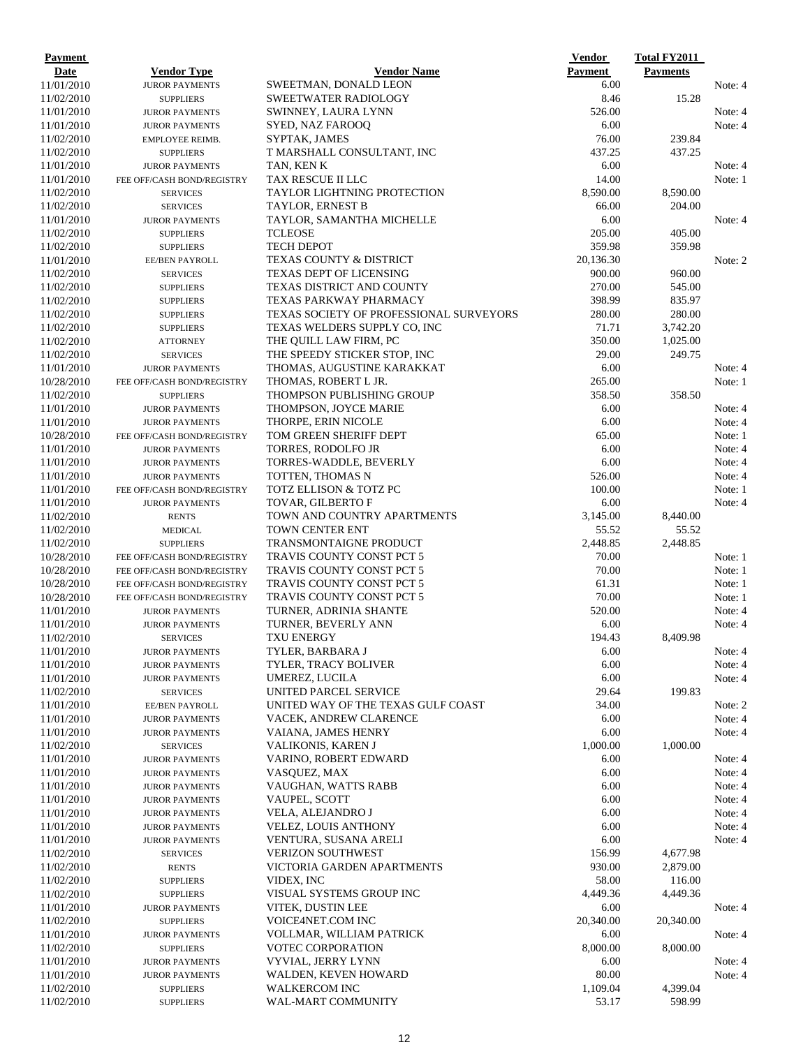| Payment Date | Vendor Type | Vendor Name | Vendor Payment | Total FY2011 Payments | |
|---|---|---|---|---|---|
| 11/01/2010 | JUROR PAYMENTS | SWEETMAN, DONALD LEON | 6.00 | | Note: 4 |
| 11/02/2010 | SUPPLIERS | SWEETWATER RADIOLOGY | 8.46 | 15.28 | |
| 11/01/2010 | JUROR PAYMENTS | SWINNEY, LAURA LYNN | 526.00 | | Note: 4 |
| 11/01/2010 | JUROR PAYMENTS | SYED, NAZ FAROOQ | 6.00 | | Note: 4 |
| 11/02/2010 | EMPLOYEE REIMB. | SYPTAK, JAMES | 76.00 | 239.84 | |
| 11/02/2010 | SUPPLIERS | T MARSHALL CONSULTANT, INC | 437.25 | 437.25 | |
| 11/01/2010 | JUROR PAYMENTS | TAN, KEN K | 6.00 | | Note: 4 |
| 11/01/2010 | FEE OFF/CASH BOND/REGISTRY | TAX RESCUE II LLC | 14.00 | | Note: 1 |
| 11/02/2010 | SERVICES | TAYLOR LIGHTNING PROTECTION | 8,590.00 | 8,590.00 | |
| 11/02/2010 | SERVICES | TAYLOR, ERNEST B | 66.00 | 204.00 | |
| 11/01/2010 | JUROR PAYMENTS | TAYLOR, SAMANTHA MICHELLE | 6.00 | | Note: 4 |
| 11/02/2010 | SUPPLIERS | TCLEOSE | 205.00 | 405.00 | |
| 11/02/2010 | SUPPLIERS | TECH DEPOT | 359.98 | 359.98 | |
| 11/01/2010 | EE/BEN PAYROLL | TEXAS COUNTY & DISTRICT | 20,136.30 | | Note: 2 |
| 11/02/2010 | SERVICES | TEXAS DEPT OF LICENSING | 900.00 | 960.00 | |
| 11/02/2010 | SUPPLIERS | TEXAS DISTRICT AND COUNTY | 270.00 | 545.00 | |
| 11/02/2010 | SUPPLIERS | TEXAS PARKWAY PHARMACY | 398.99 | 835.97 | |
| 11/02/2010 | SUPPLIERS | TEXAS SOCIETY OF PROFESSIONAL SURVEYORS | 280.00 | 280.00 | |
| 11/02/2010 | SUPPLIERS | TEXAS WELDERS SUPPLY CO, INC | 71.71 | 3,742.20 | |
| 11/02/2010 | ATTORNEY | THE QUILL LAW FIRM, PC | 350.00 | 1,025.00 | |
| 11/02/2010 | SERVICES | THE SPEEDY STICKER STOP, INC | 29.00 | 249.75 | |
| 11/01/2010 | JUROR PAYMENTS | THOMAS, AUGUSTINE KARAKKAT | 6.00 | | Note: 4 |
| 10/28/2010 | FEE OFF/CASH BOND/REGISTRY | THOMAS, ROBERT L JR. | 265.00 | | Note: 1 |
| 11/02/2010 | SUPPLIERS | THOMPSON PUBLISHING GROUP | 358.50 | 358.50 | |
| 11/01/2010 | JUROR PAYMENTS | THOMPSON, JOYCE MARIE | 6.00 | | Note: 4 |
| 11/01/2010 | JUROR PAYMENTS | THORPE, ERIN NICOLE | 6.00 | | Note: 4 |
| 10/28/2010 | FEE OFF/CASH BOND/REGISTRY | TOM GREEN SHERIFF DEPT | 65.00 | | Note: 1 |
| 11/01/2010 | JUROR PAYMENTS | TORRES, RODOLFO JR | 6.00 | | Note: 4 |
| 11/01/2010 | JUROR PAYMENTS | TORRES-WADDLE, BEVERLY | 6.00 | | Note: 4 |
| 11/01/2010 | JUROR PAYMENTS | TOTTEN, THOMAS N | 526.00 | | Note: 4 |
| 11/01/2010 | FEE OFF/CASH BOND/REGISTRY | TOTZ ELLISON & TOTZ PC | 100.00 | | Note: 1 |
| 11/01/2010 | JUROR PAYMENTS | TOVAR, GILBERTO F | 6.00 | | Note: 4 |
| 11/02/2010 | RENTS | TOWN AND COUNTRY APARTMENTS | 3,145.00 | 8,440.00 | |
| 11/02/2010 | MEDICAL | TOWN CENTER ENT | 55.52 | 55.52 | |
| 11/02/2010 | SUPPLIERS | TRANSMONTAIGNE PRODUCT | 2,448.85 | 2,448.85 | |
| 10/28/2010 | FEE OFF/CASH BOND/REGISTRY | TRAVIS COUNTY CONST PCT 5 | 70.00 | | Note: 1 |
| 10/28/2010 | FEE OFF/CASH BOND/REGISTRY | TRAVIS COUNTY CONST PCT 5 | 70.00 | | Note: 1 |
| 10/28/2010 | FEE OFF/CASH BOND/REGISTRY | TRAVIS COUNTY CONST PCT 5 | 61.31 | | Note: 1 |
| 10/28/2010 | FEE OFF/CASH BOND/REGISTRY | TRAVIS COUNTY CONST PCT 5 | 70.00 | | Note: 1 |
| 11/01/2010 | JUROR PAYMENTS | TURNER, ADRINIA SHANTE | 520.00 | | Note: 4 |
| 11/01/2010 | JUROR PAYMENTS | TURNER, BEVERLY ANN | 6.00 | | Note: 4 |
| 11/02/2010 | SERVICES | TXU ENERGY | 194.43 | 8,409.98 | |
| 11/01/2010 | JUROR PAYMENTS | TYLER, BARBARA J | 6.00 | | Note: 4 |
| 11/01/2010 | JUROR PAYMENTS | TYLER, TRACY BOLIVER | 6.00 | | Note: 4 |
| 11/01/2010 | JUROR PAYMENTS | UMEREZ, LUCILA | 6.00 | | Note: 4 |
| 11/02/2010 | SERVICES | UNITED PARCEL SERVICE | 29.64 | 199.83 | |
| 11/01/2010 | EE/BEN PAYROLL | UNITED WAY OF THE TEXAS GULF COAST | 34.00 | | Note: 2 |
| 11/01/2010 | JUROR PAYMENTS | VACEK, ANDREW CLARENCE | 6.00 | | Note: 4 |
| 11/01/2010 | JUROR PAYMENTS | VAIANA, JAMES HENRY | 6.00 | | Note: 4 |
| 11/02/2010 | SERVICES | VALIKONIS, KAREN J | 1,000.00 | 1,000.00 | |
| 11/01/2010 | JUROR PAYMENTS | VARINO, ROBERT EDWARD | 6.00 | | Note: 4 |
| 11/01/2010 | JUROR PAYMENTS | VASQUEZ, MAX | 6.00 | | Note: 4 |
| 11/01/2010 | JUROR PAYMENTS | VAUGHAN, WATTS RABB | 6.00 | | Note: 4 |
| 11/01/2010 | JUROR PAYMENTS | VAUPEL, SCOTT | 6.00 | | Note: 4 |
| 11/01/2010 | JUROR PAYMENTS | VELA, ALEJANDRO J | 6.00 | | Note: 4 |
| 11/01/2010 | JUROR PAYMENTS | VELEZ, LOUIS ANTHONY | 6.00 | | Note: 4 |
| 11/01/2010 | JUROR PAYMENTS | VENTURA, SUSANA ARELI | 6.00 | | Note: 4 |
| 11/02/2010 | SERVICES | VERIZON SOUTHWEST | 156.99 | 4,677.98 | |
| 11/02/2010 | RENTS | VICTORIA GARDEN APARTMENTS | 930.00 | 2,879.00 | |
| 11/02/2010 | SUPPLIERS | VIDEX, INC | 58.00 | 116.00 | |
| 11/02/2010 | SUPPLIERS | VISUAL SYSTEMS GROUP INC | 4,449.36 | 4,449.36 | |
| 11/01/2010 | JUROR PAYMENTS | VITEK, DUSTIN LEE | 6.00 | | Note: 4 |
| 11/02/2010 | SUPPLIERS | VOICE4NET.COM INC | 20,340.00 | 20,340.00 | |
| 11/01/2010 | JUROR PAYMENTS | VOLLMAR, WILLIAM PATRICK | 6.00 | | Note: 4 |
| 11/02/2010 | SUPPLIERS | VOTEC CORPORATION | 8,000.00 | 8,000.00 | |
| 11/01/2010 | JUROR PAYMENTS | VYVIAL, JERRY LYNN | 6.00 | | Note: 4 |
| 11/01/2010 | JUROR PAYMENTS | WALDEN, KEVEN HOWARD | 80.00 | | Note: 4 |
| 11/02/2010 | SUPPLIERS | WALKERCOM INC | 1,109.04 | 4,399.04 | |
| 11/02/2010 | SUPPLIERS | WAL-MART COMMUNITY | 53.17 | 598.99 | |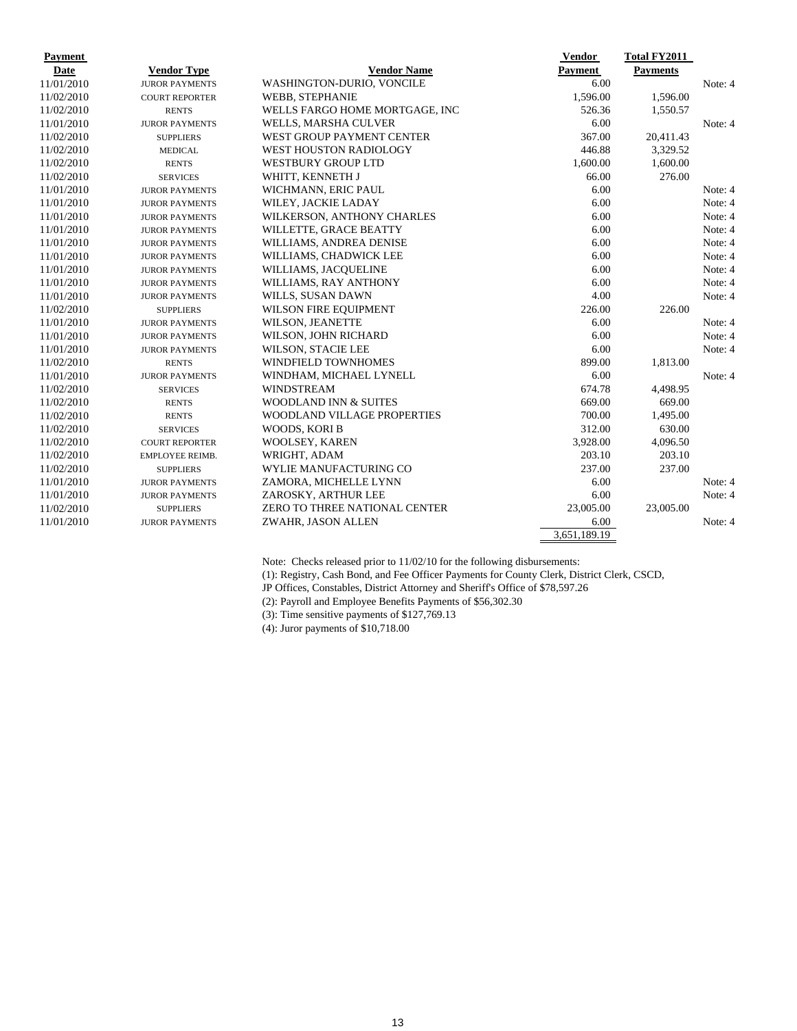| Payment Date | Vendor Type | Vendor Name | Vendor Payment | Total FY2011 Payments | |
|---|---|---|---|---|---|
| 11/01/2010 | JUROR PAYMENTS | WASHINGTON-DURIO, VONCILE | 6.00 | | Note: 4 |
| 11/02/2010 | COURT REPORTER | WEBB, STEPHANIE | 1,596.00 | 1,596.00 | |
| 11/02/2010 | RENTS | WELLS FARGO HOME MORTGAGE, INC | 526.36 | 1,550.57 | |
| 11/01/2010 | JUROR PAYMENTS | WELLS, MARSHA CULVER | 6.00 | | Note: 4 |
| 11/02/2010 | SUPPLIERS | WEST GROUP PAYMENT CENTER | 367.00 | 20,411.43 | |
| 11/02/2010 | MEDICAL | WEST HOUSTON RADIOLOGY | 446.88 | 3,329.52 | |
| 11/02/2010 | RENTS | WESTBURY GROUP LTD | 1,600.00 | 1,600.00 | |
| 11/02/2010 | SERVICES | WHITT, KENNETH J | 66.00 | 276.00 | |
| 11/01/2010 | JUROR PAYMENTS | WICHMANN, ERIC PAUL | 6.00 | | Note: 4 |
| 11/01/2010 | JUROR PAYMENTS | WILEY, JACKIE LADAY | 6.00 | | Note: 4 |
| 11/01/2010 | JUROR PAYMENTS | WILKERSON, ANTHONY CHARLES | 6.00 | | Note: 4 |
| 11/01/2010 | JUROR PAYMENTS | WILLETTE, GRACE BEATTY | 6.00 | | Note: 4 |
| 11/01/2010 | JUROR PAYMENTS | WILLIAMS, ANDREA DENISE | 6.00 | | Note: 4 |
| 11/01/2010 | JUROR PAYMENTS | WILLIAMS, CHADWICK LEE | 6.00 | | Note: 4 |
| 11/01/2010 | JUROR PAYMENTS | WILLIAMS, JACQUELINE | 6.00 | | Note: 4 |
| 11/01/2010 | JUROR PAYMENTS | WILLIAMS, RAY ANTHONY | 6.00 | | Note: 4 |
| 11/01/2010 | JUROR PAYMENTS | WILLS, SUSAN DAWN | 4.00 | | Note: 4 |
| 11/02/2010 | SUPPLIERS | WILSON FIRE EQUIPMENT | 226.00 | 226.00 | |
| 11/01/2010 | JUROR PAYMENTS | WILSON, JEANETTE | 6.00 | | Note: 4 |
| 11/01/2010 | JUROR PAYMENTS | WILSON, JOHN RICHARD | 6.00 | | Note: 4 |
| 11/01/2010 | JUROR PAYMENTS | WILSON, STACIE LEE | 6.00 | | Note: 4 |
| 11/02/2010 | RENTS | WINDFIELD TOWNHOMES | 899.00 | 1,813.00 | |
| 11/01/2010 | JUROR PAYMENTS | WINDHAM, MICHAEL LYNELL | 6.00 | | Note: 4 |
| 11/02/2010 | SERVICES | WINDSTREAM | 674.78 | 4,498.95 | |
| 11/02/2010 | RENTS | WOODLAND INN & SUITES | 669.00 | 669.00 | |
| 11/02/2010 | RENTS | WOODLAND VILLAGE PROPERTIES | 700.00 | 1,495.00 | |
| 11/02/2010 | SERVICES | WOODS, KORI B | 312.00 | 630.00 | |
| 11/02/2010 | COURT REPORTER | WOOLSEY, KAREN | 3,928.00 | 4,096.50 | |
| 11/02/2010 | EMPLOYEE REIMB. | WRIGHT, ADAM | 203.10 | 203.10 | |
| 11/02/2010 | SUPPLIERS | WYLIE MANUFACTURING CO | 237.00 | 237.00 | |
| 11/01/2010 | JUROR PAYMENTS | ZAMORA, MICHELLE LYNN | 6.00 | | Note: 4 |
| 11/01/2010 | JUROR PAYMENTS | ZAROSKY, ARTHUR LEE | 6.00 | | Note: 4 |
| 11/02/2010 | SUPPLIERS | ZERO TO THREE NATIONAL CENTER | 23,005.00 | 23,005.00 | |
| 11/01/2010 | JUROR PAYMENTS | ZWAHR, JASON ALLEN | 6.00 | | Note: 4 |
| | | | 3,651,189.19 | | |

Note: Checks released prior to 11/02/10 for the following disbursements:

(1): Registry, Cash Bond, and Fee Officer Payments for County Clerk, District Clerk, CSCD, JP Offices, Constables, District Attorney and Sheriff's Office of $78,597.26

(2): Payroll and Employee Benefits Payments of $56,302.30

(3): Time sensitive payments of $127,769.13

(4): Juror payments of $10,718.00